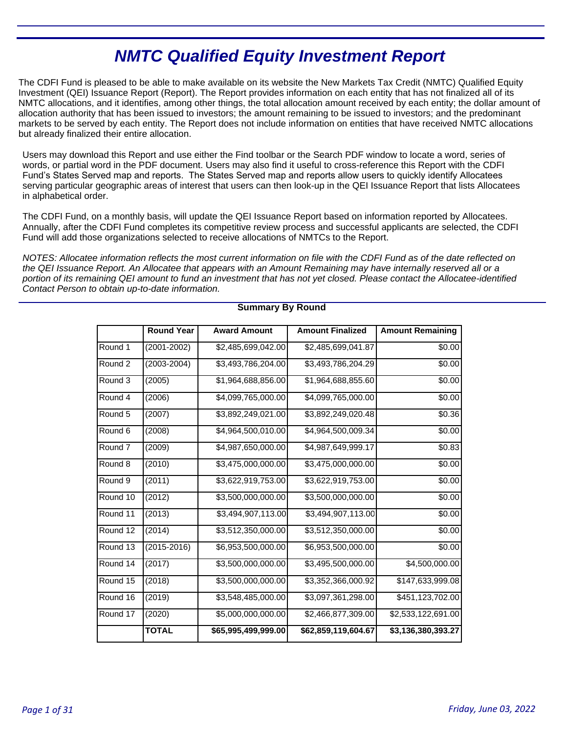# NMTC Qualified Equity Investment Report

The CDFI Fund is pleased to be able to make available on its website the New Markets Tax Credit (NMTC) Qualified Equity Investment (QEI) Issuance Report (Report). The Report provides information on each entity that has not finalized all of its NMTC allocations, and it identifies, among other things, the total allocation amount received by each entity; the dollar amount of allocation authority that has been issued to investors; the amount remaining to be issued to investors; and the predominant markets to be served by each entity. The Report does not include information on entities that have received NMTC allocations but already finalized their entire allocation.

Users may download this Report and use either the Find toolbar or the Search PDF window to locate a word, series of words, or partial word in the PDF document. Users may also find it useful to cross-reference this Report with the CDFI Fund's States Served map and reports. The States Served map and reports allow users to quickly identify Allocatees serving particular geographic areas of interest that users can then look-up in the QEI Issuance Report that lists Allocatees in alphabetical order.

The CDFI Fund, on a monthly basis, will update the QEI Issuance Report based on information reported by Allocatees. Annually, after the CDFI Fund completes its competitive review process and successful applicants are selected, the CDFI Fund will add those organizations selected to receive allocations of NMTCs to the Report.

*NOTES: Allocatee information reflects the most current information on file with the CDFI Fund as of the date reflected on the QEI Issuance Report. An Allocatee that appears with an Amount Remaining may have internally reserved all or a portion of its remaining QEI amount to fund an investment that has not yet closed. Please contact the Allocatee-identified Contact Person to obtain up-to-date information.*

## Summary By Round

| | Round Year | Award Amount | Amount Finalized | Amount Remaining |
|---|---|---|---|---|
| Round 1 | (2001-2002) | $2,485,699,042.00 | $2,485,699,041.87 | $0.00 |
| Round 2 | (2003-2004) | $3,493,786,204.00 | $3,493,786,204.29 | $0.00 |
| Round 3 | (2005) | $1,964,688,856.00 | $1,964,688,855.60 | $0.00 |
| Round 4 | (2006) | $4,099,765,000.00 | $4,099,765,000.00 | $0.00 |
| Round 5 | (2007) | $3,892,249,021.00 | $3,892,249,020.48 | $0.36 |
| Round 6 | (2008) | $4,964,500,010.00 | $4,964,500,009.34 | $0.00 |
| Round 7 | (2009) | $4,987,650,000.00 | $4,987,649,999.17 | $0.83 |
| Round 8 | (2010) | $3,475,000,000.00 | $3,475,000,000.00 | $0.00 |
| Round 9 | (2011) | $3,622,919,753.00 | $3,622,919,753.00 | $0.00 |
| Round 10 | (2012) | $3,500,000,000.00 | $3,500,000,000.00 | $0.00 |
| Round 11 | (2013) | $3,494,907,113.00 | $3,494,907,113.00 | $0.00 |
| Round 12 | (2014) | $3,512,350,000.00 | $3,512,350,000.00 | $0.00 |
| Round 13 | (2015-2016) | $6,953,500,000.00 | $6,953,500,000.00 | $0.00 |
| Round 14 | (2017) | $3,500,000,000.00 | $3,495,500,000.00 | $4,500,000.00 |
| Round 15 | (2018) | $3,500,000,000.00 | $3,352,366,000.92 | $147,633,999.08 |
| Round 16 | (2019) | $3,548,485,000.00 | $3,097,361,298.00 | $451,123,702.00 |
| Round 17 | (2020) | $5,000,000,000.00 | $2,466,877,309.00 | $2,533,122,691.00 |
| | **TOTAL** | **$65,995,499,999.00** | **$62,859,119,604.67** | **$3,136,380,393.27** |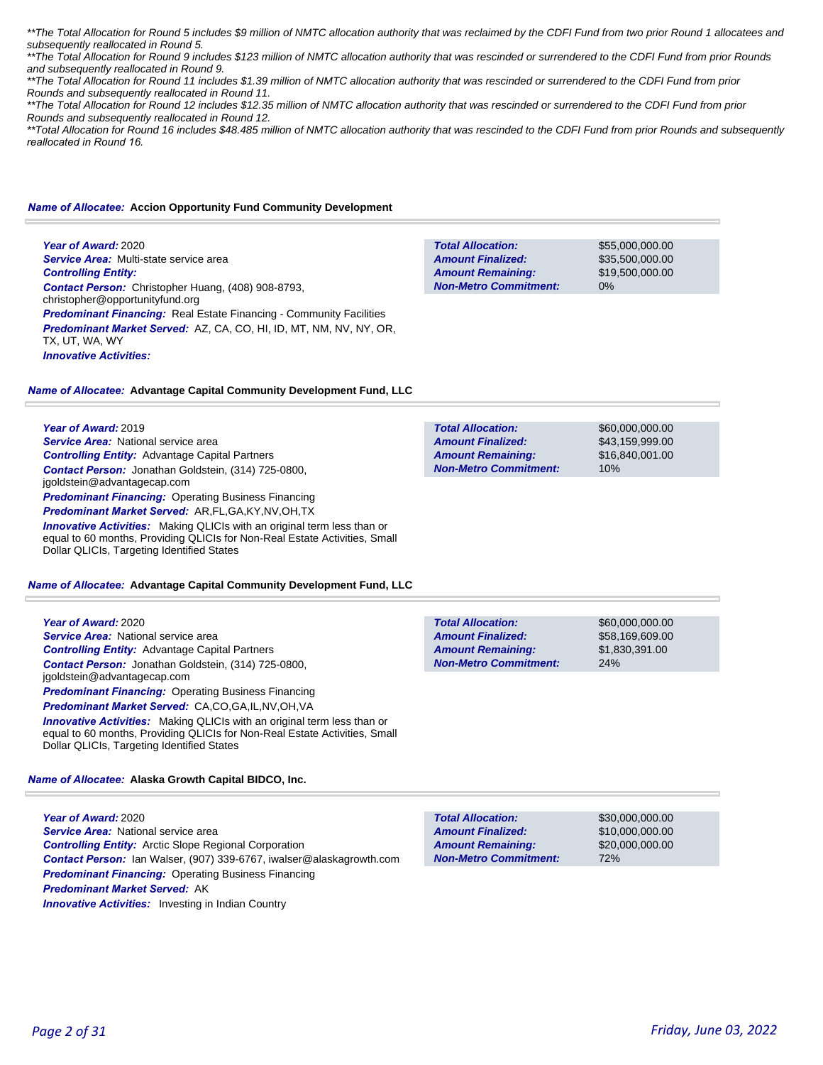*\*\*The Total Allocation for Round 5 includes $9 million of NMTC allocation authority that was reclaimed by the CDFI Fund from two prior Round 1 allocatees and subsequently reallocated in Round 5.*

*\*\*The Total Allocation for Round 9 includes $123 million of NMTC allocation authority that was rescinded or surrendered to the CDFI Fund from prior Rounds and subsequently reallocated in Round 9.*

*\*\*The Total Allocation for Round 11 includes $1.39 million of NMTC allocation authority that was rescinded or surrendered to the CDFI Fund from prior Rounds and subsequently reallocated in Round 11.*

*\*\*The Total Allocation for Round 12 includes $12.35 million of NMTC allocation authority that was rescinded or surrendered to the CDFI Fund from prior Rounds and subsequently reallocated in Round 12.*

*\*\*Total Allocation for Round 16 includes $48.485 million of NMTC allocation authority that was rescinded to the CDFI Fund from prior Rounds and subsequently reallocated in Round 16.*

### *Name of Allocatee:* **Accion Opportunity Fund Community Development**

***Year of Award:*** 2020
***Service Area:*** Multi-state service area
***Controlling Entity:***
***Contact Person:*** Christopher Huang, (408) 908-8793, christopher@opportunityfund.org
***Predominant Financing:*** Real Estate Financing - Community Facilities
***Predominant Market Served:*** AZ, CA, CO, HI, ID, MT, NM, NV, NY, OR, TX, UT, WA, WY
***Innovative Activities:***

| | |
|---|---|
| **Total Allocation:** | $55,000,000.00 |
| **Amount Finalized:** | $35,500,000.00 |
| **Amount Remaining:** | $19,500,000.00 |
| **Non-Metro Commitment:** | 0% |

### *Name of Allocatee:* **Advantage Capital Community Development Fund, LLC**

***Year of Award:*** 2019
***Service Area:*** National service area
***Controlling Entity:*** Advantage Capital Partners
***Contact Person:*** Jonathan Goldstein, (314) 725-0800, jgoldstein@advantagecap.com
***Predominant Financing:*** Operating Business Financing
***Predominant Market Served:*** AR,FL,GA,KY,NV,OH,TX
***Innovative Activities:*** Making QLICIs with an original term less than or equal to 60 months, Providing QLICIs for Non-Real Estate Activities, Small Dollar QLICIs, Targeting Identified States

| | |
|---|---|
| **Total Allocation:** | $60,000,000.00 |
| **Amount Finalized:** | $43,159,999.00 |
| **Amount Remaining:** | $16,840,001.00 |
| **Non-Metro Commitment:** | 10% |

### *Name of Allocatee:* **Advantage Capital Community Development Fund, LLC**

***Year of Award:*** 2020
***Service Area:*** National service area
***Controlling Entity:*** Advantage Capital Partners
***Contact Person:*** Jonathan Goldstein, (314) 725-0800, jgoldstein@advantagecap.com
***Predominant Financing:*** Operating Business Financing
***Predominant Market Served:*** CA,CO,GA,IL,NV,OH,VA
***Innovative Activities:*** Making QLICIs with an original term less than or equal to 60 months, Providing QLICIs for Non-Real Estate Activities, Small Dollar QLICIs, Targeting Identified States

| | |
|---|---|
| **Total Allocation:** | $60,000,000.00 |
| **Amount Finalized:** | $58,169,609.00 |
| **Amount Remaining:** | $1,830,391.00 |
| **Non-Metro Commitment:** | 24% |

### *Name of Allocatee:* **Alaska Growth Capital BIDCO, Inc.**

***Year of Award:*** 2020
***Service Area:*** National service area
***Controlling Entity:*** Arctic Slope Regional Corporation
***Contact Person:*** Ian Walser, (907) 339-6767, iwalser@alaskagrowth.com
***Predominant Financing:*** Operating Business Financing
***Predominant Market Served:*** AK
***Innovative Activities:*** Investing in Indian Country

| | |
|---|---|
| **Total Allocation:** | $30,000,000.00 |
| **Amount Finalized:** | $10,000,000.00 |
| **Amount Remaining:** | $20,000,000.00 |
| **Non-Metro Commitment:** | 72% |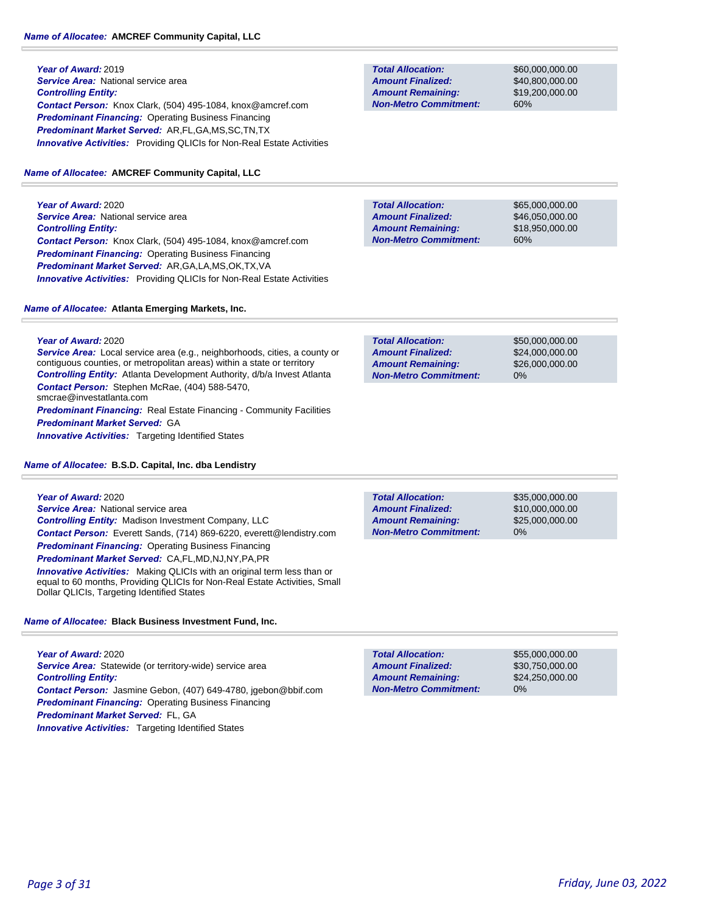**Name of Allocatee:** **AMCREF Community Capital, LLC**

**Year of Award:** 2019
**Service Area:** National service area
**Controlling Entity:**
**Contact Person:** Knox Clark, (504) 495-1084, knox@amcref.com
**Predominant Financing:** Operating Business Financing
**Predominant Market Served:** AR,FL,GA,MS,SC,TN,TX
**Innovative Activities:** Providing QLICIs for Non-Real Estate Activities

| | |
|---|---|
| **Total Allocation:** | $60,000,000.00 |
| **Amount Finalized:** | $40,800,000.00 |
| **Amount Remaining:** | $19,200,000.00 |
| **Non-Metro Commitment:** | 60% |

**Name of Allocatee:** **AMCREF Community Capital, LLC**

**Year of Award:** 2020
**Service Area:** National service area
**Controlling Entity:**
**Contact Person:** Knox Clark, (504) 495-1084, knox@amcref.com
**Predominant Financing:** Operating Business Financing
**Predominant Market Served:** AR,GA,LA,MS,OK,TX,VA
**Innovative Activities:** Providing QLICIs for Non-Real Estate Activities

| | |
|---|---|
| **Total Allocation:** | $65,000,000.00 |
| **Amount Finalized:** | $46,050,000.00 |
| **Amount Remaining:** | $18,950,000.00 |
| **Non-Metro Commitment:** | 60% |

**Name of Allocatee:** **Atlanta Emerging Markets, Inc.**

**Year of Award:** 2020
**Service Area:** Local service area (e.g., neighborhoods, cities, a county or contiguous counties, or metropolitan areas) within a state or territory
**Controlling Entity:** Atlanta Development Authority, d/b/a Invest Atlanta
**Contact Person:** Stephen McRae, (404) 588-5470, smcrae@investatlanta.com
**Predominant Financing:** Real Estate Financing - Community Facilities
**Predominant Market Served:** GA
**Innovative Activities:** Targeting Identified States

| | |
|---|---|
| **Total Allocation:** | $50,000,000.00 |
| **Amount Finalized:** | $24,000,000.00 |
| **Amount Remaining:** | $26,000,000.00 |
| **Non-Metro Commitment:** | 0% |

**Name of Allocatee:** **B.S.D. Capital, Inc. dba Lendistry**

**Year of Award:** 2020
**Service Area:** National service area
**Controlling Entity:** Madison Investment Company, LLC
**Contact Person:** Everett Sands, (714) 869-6220, everett@lendistry.com
**Predominant Financing:** Operating Business Financing
**Predominant Market Served:** CA,FL,MD,NJ,NY,PA,PR
**Innovative Activities:** Making QLICIs with an original term less than or equal to 60 months, Providing QLICIs for Non-Real Estate Activities, Small Dollar QLICIs, Targeting Identified States

| | |
|---|---|
| **Total Allocation:** | $35,000,000.00 |
| **Amount Finalized:** | $10,000,000.00 |
| **Amount Remaining:** | $25,000,000.00 |
| **Non-Metro Commitment:** | 0% |

**Name of Allocatee:** **Black Business Investment Fund, Inc.**

**Year of Award:** 2020
**Service Area:** Statewide (or territory-wide) service area
**Controlling Entity:**
**Contact Person:** Jasmine Gebon, (407) 649-4780, jgebon@bbif.com
**Predominant Financing:** Operating Business Financing
**Predominant Market Served:** FL, GA
**Innovative Activities:** Targeting Identified States

| | |
|---|---|
| **Total Allocation:** | $55,000,000.00 |
| **Amount Finalized:** | $30,750,000.00 |
| **Amount Remaining:** | $24,250,000.00 |
| **Non-Metro Commitment:** | 0% |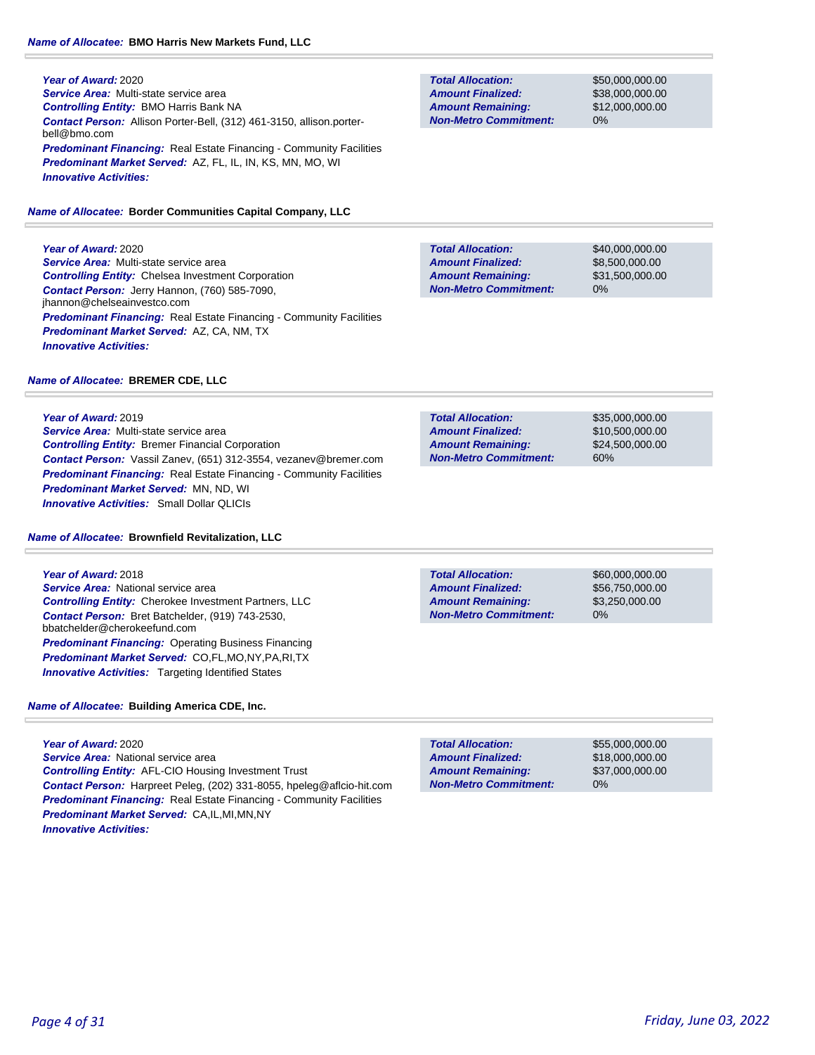**_Name of Allocatee:_ BMO Harris New Markets Fund, LLC**

***Year of Award:*** 2020
***Service Area:*** Multi-state service area
***Controlling Entity:*** BMO Harris Bank NA
***Contact Person:*** Allison Porter-Bell, (312) 461-3150, allison.porter-bell@bmo.com
***Predominant Financing:*** Real Estate Financing - Community Facilities
***Predominant Market Served:*** AZ, FL, IL, IN, KS, MN, MO, WI
***Innovative Activities:***

| | |
|---|---|
| ***Total Allocation:*** | $50,000,000.00 |
| ***Amount Finalized:*** | $38,000,000.00 |
| ***Amount Remaining:*** | $12,000,000.00 |
| ***Non-Metro Commitment:*** | 0% |

**_Name of Allocatee:_ Border Communities Capital Company, LLC**

***Year of Award:*** 2020
***Service Area:*** Multi-state service area
***Controlling Entity:*** Chelsea Investment Corporation
***Contact Person:*** Jerry Hannon, (760) 585-7090, jhannon@chelseainvestco.com
***Predominant Financing:*** Real Estate Financing - Community Facilities
***Predominant Market Served:*** AZ, CA, NM, TX
***Innovative Activities:***

| | |
|---|---|
| ***Total Allocation:*** | $40,000,000.00 |
| ***Amount Finalized:*** | $8,500,000.00 |
| ***Amount Remaining:*** | $31,500,000.00 |
| ***Non-Metro Commitment:*** | 0% |

**_Name of Allocatee:_ BREMER CDE, LLC**

***Year of Award:*** 2019
***Service Area:*** Multi-state service area
***Controlling Entity:*** Bremer Financial Corporation
***Contact Person:*** Vassil Zanev, (651) 312-3554, vezanev@bremer.com
***Predominant Financing:*** Real Estate Financing - Community Facilities
***Predominant Market Served:*** MN, ND, WI
***Innovative Activities:*** Small Dollar QLICIs

| | |
|---|---|
| ***Total Allocation:*** | $35,000,000.00 |
| ***Amount Finalized:*** | $10,500,000.00 |
| ***Amount Remaining:*** | $24,500,000.00 |
| ***Non-Metro Commitment:*** | 60% |

**_Name of Allocatee:_ Brownfield Revitalization, LLC**

***Year of Award:*** 2018
***Service Area:*** National service area
***Controlling Entity:*** Cherokee Investment Partners, LLC
***Contact Person:*** Bret Batchelder, (919) 743-2530, bbatchelder@cherokeefund.com
***Predominant Financing:*** Operating Business Financing
***Predominant Market Served:*** CO,FL,MO,NY,PA,RI,TX
***Innovative Activities:*** Targeting Identified States

| | |
|---|---|
| ***Total Allocation:*** | $60,000,000.00 |
| ***Amount Finalized:*** | $56,750,000.00 |
| ***Amount Remaining:*** | $3,250,000.00 |
| ***Non-Metro Commitment:*** | 0% |

**_Name of Allocatee:_ Building America CDE, Inc.**

***Year of Award:*** 2020
***Service Area:*** National service area
***Controlling Entity:*** AFL-CIO Housing Investment Trust
***Contact Person:*** Harpreet Peleg, (202) 331-8055, hpeleg@aflcio-hit.com
***Predominant Financing:*** Real Estate Financing - Community Facilities
***Predominant Market Served:*** CA,IL,MI,MN,NY
***Innovative Activities:***

| | |
|---|---|
| ***Total Allocation:*** | $55,000,000.00 |
| ***Amount Finalized:*** | $18,000,000.00 |
| ***Amount Remaining:*** | $37,000,000.00 |
| ***Non-Metro Commitment:*** | 0% |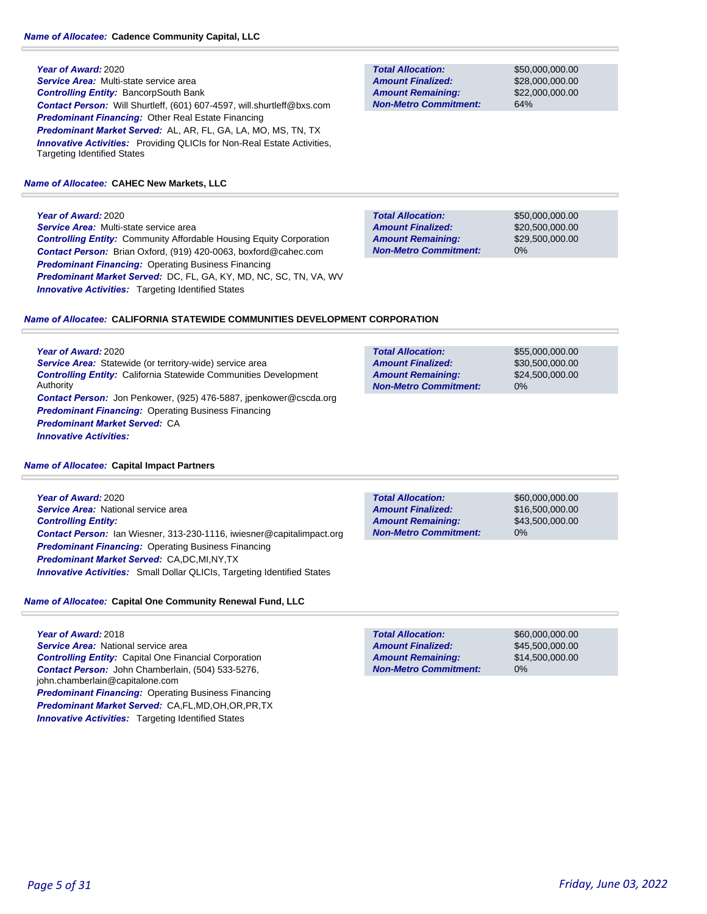**Name of Allocatee:** **Cadence Community Capital, LLC**

***Year of Award:*** 2020
***Service Area:*** Multi-state service area
***Controlling Entity:*** BancorpSouth Bank
***Contact Person:*** Will Shurtleff, (601) 607-4597, will.shurtleff@bxs.com
***Predominant Financing:*** Other Real Estate Financing
***Predominant Market Served:*** AL, AR, FL, GA, LA, MO, MS, TN, TX
***Innovative Activities:*** Providing QLICIs for Non-Real Estate Activities, Targeting Identified States

| | |
|---|---|
| ***Total Allocation:*** | $50,000,000.00 |
| ***Amount Finalized:*** | $28,000,000.00 |
| ***Amount Remaining:*** | $22,000,000.00 |
| ***Non-Metro Commitment:*** | 64% |

**Name of Allocatee:** **CAHEC New Markets, LLC**

***Year of Award:*** 2020
***Service Area:*** Multi-state service area
***Controlling Entity:*** Community Affordable Housing Equity Corporation
***Contact Person:*** Brian Oxford, (919) 420-0063, boxford@cahec.com
***Predominant Financing:*** Operating Business Financing
***Predominant Market Served:*** DC, FL, GA, KY, MD, NC, SC, TN, VA, WV
***Innovative Activities:*** Targeting Identified States

| | |
|---|---|
| ***Total Allocation:*** | $50,000,000.00 |
| ***Amount Finalized:*** | $20,500,000.00 |
| ***Amount Remaining:*** | $29,500,000.00 |
| ***Non-Metro Commitment:*** | 0% |

**Name of Allocatee:** **CALIFORNIA STATEWIDE COMMUNITIES DEVELOPMENT CORPORATION**

***Year of Award:*** 2020
***Service Area:*** Statewide (or territory-wide) service area
***Controlling Entity:*** California Statewide Communities Development Authority
***Contact Person:*** Jon Penkower, (925) 476-5887, jpenkower@cscda.org
***Predominant Financing:*** Operating Business Financing
***Predominant Market Served:*** CA
***Innovative Activities:***

| | |
|---|---|
| ***Total Allocation:*** | $55,000,000.00 |
| ***Amount Finalized:*** | $30,500,000.00 |
| ***Amount Remaining:*** | $24,500,000.00 |
| ***Non-Metro Commitment:*** | 0% |

**Name of Allocatee:** **Capital Impact Partners**

***Year of Award:*** 2020
***Service Area:*** National service area
***Controlling Entity:***
***Contact Person:*** Ian Wiesner, 313-230-1116, iwiesner@capitalimpact.org
***Predominant Financing:*** Operating Business Financing
***Predominant Market Served:*** CA,DC,MI,NY,TX
***Innovative Activities:*** Small Dollar QLICIs, Targeting Identified States

| | |
|---|---|
| ***Total Allocation:*** | $60,000,000.00 |
| ***Amount Finalized:*** | $16,500,000.00 |
| ***Amount Remaining:*** | $43,500,000.00 |
| ***Non-Metro Commitment:*** | 0% |

**Name of Allocatee:** **Capital One Community Renewal Fund, LLC**

***Year of Award:*** 2018
***Service Area:*** National service area
***Controlling Entity:*** Capital One Financial Corporation
***Contact Person:*** John Chamberlain, (504) 533-5276, john.chamberlain@capitalone.com
***Predominant Financing:*** Operating Business Financing
***Predominant Market Served:*** CA,FL,MD,OH,OR,PR,TX
***Innovative Activities:*** Targeting Identified States

| | |
|---|---|
| ***Total Allocation:*** | $60,000,000.00 |
| ***Amount Finalized:*** | $45,500,000.00 |
| ***Amount Remaining:*** | $14,500,000.00 |
| ***Non-Metro Commitment:*** | 0% |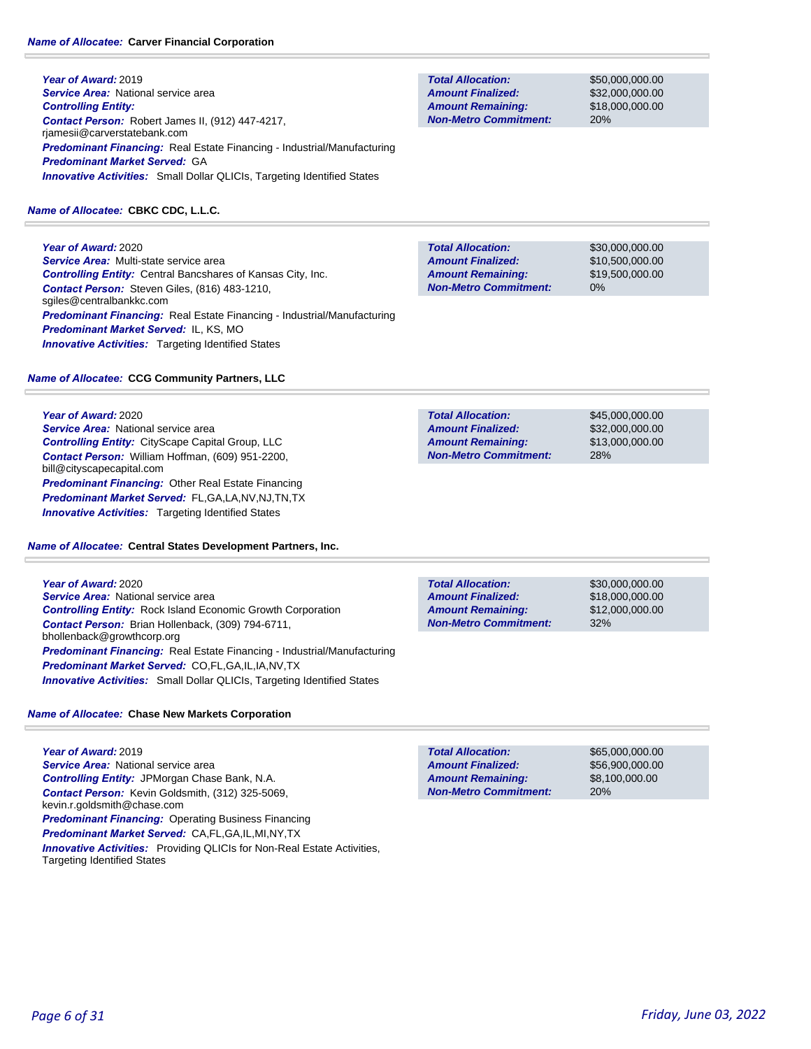**Name of Allocatee:** Carver Financial Corporation

**Year of Award:** 2019
**Service Area:** National service area
**Controlling Entity:**
**Contact Person:** Robert James II, (912) 447-4217, rjamesii@carverstatebank.com
**Predominant Financing:** Real Estate Financing - Industrial/Manufacturing
**Predominant Market Served:** GA
**Innovative Activities:** Small Dollar QLICIs, Targeting Identified States

| | |
|---|---|
| **Total Allocation:** | $50,000,000.00 |
| **Amount Finalized:** | $32,000,000.00 |
| **Amount Remaining:** | $18,000,000.00 |
| **Non-Metro Commitment:** | 20% |

**Name of Allocatee:** CBKC CDC, L.L.C.

**Year of Award:** 2020
**Service Area:** Multi-state service area
**Controlling Entity:** Central Bancshares of Kansas City, Inc.
**Contact Person:** Steven Giles, (816) 483-1210, sgiles@centralbankkc.com
**Predominant Financing:** Real Estate Financing - Industrial/Manufacturing
**Predominant Market Served:** IL, KS, MO
**Innovative Activities:** Targeting Identified States

| | |
|---|---|
| **Total Allocation:** | $30,000,000.00 |
| **Amount Finalized:** | $10,500,000.00 |
| **Amount Remaining:** | $19,500,000.00 |
| **Non-Metro Commitment:** | 0% |

**Name of Allocatee:** CCG Community Partners, LLC

**Year of Award:** 2020
**Service Area:** National service area
**Controlling Entity:** CityScape Capital Group, LLC
**Contact Person:** William Hoffman, (609) 951-2200, bill@cityscapecapital.com
**Predominant Financing:** Other Real Estate Financing
**Predominant Market Served:** FL,GA,LA,NV,NJ,TN,TX
**Innovative Activities:** Targeting Identified States

| | |
|---|---|
| **Total Allocation:** | $45,000,000.00 |
| **Amount Finalized:** | $32,000,000.00 |
| **Amount Remaining:** | $13,000,000.00 |
| **Non-Metro Commitment:** | 28% |

**Name of Allocatee:** Central States Development Partners, Inc.

**Year of Award:** 2020
**Service Area:** National service area
**Controlling Entity:** Rock Island Economic Growth Corporation
**Contact Person:** Brian Hollenback, (309) 794-6711, bhollenback@growthcorp.org
**Predominant Financing:** Real Estate Financing - Industrial/Manufacturing
**Predominant Market Served:** CO,FL,GA,IL,IA,NV,TX
**Innovative Activities:** Small Dollar QLICIs, Targeting Identified States

| | |
|---|---|
| **Total Allocation:** | $30,000,000.00 |
| **Amount Finalized:** | $18,000,000.00 |
| **Amount Remaining:** | $12,000,000.00 |
| **Non-Metro Commitment:** | 32% |

**Name of Allocatee:** Chase New Markets Corporation

**Year of Award:** 2019
**Service Area:** National service area
**Controlling Entity:** JPMorgan Chase Bank, N.A.
**Contact Person:** Kevin Goldsmith, (312) 325-5069, kevin.r.goldsmith@chase.com
**Predominant Financing:** Operating Business Financing
**Predominant Market Served:** CA,FL,GA,IL,MI,NY,TX
**Innovative Activities:** Providing QLICIs for Non-Real Estate Activities, Targeting Identified States

| | |
|---|---|
| **Total Allocation:** | $65,000,000.00 |
| **Amount Finalized:** | $56,900,000.00 |
| **Amount Remaining:** | $8,100,000.00 |
| **Non-Metro Commitment:** | 20% |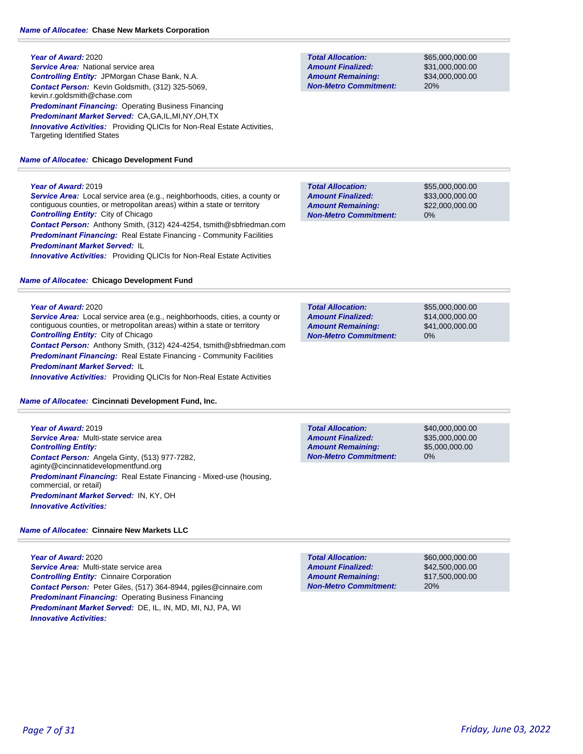**Name of Allocatee:** **Chase New Markets Corporation**

**Year of Award:** 2020
**Service Area:** National service area
**Controlling Entity:** JPMorgan Chase Bank, N.A.
**Contact Person:** Kevin Goldsmith, (312) 325-5069, kevin.r.goldsmith@chase.com
**Predominant Financing:** Operating Business Financing
**Predominant Market Served:** CA,GA,IL,MI,NY,OH,TX
**Innovative Activities:** Providing QLICIs for Non-Real Estate Activities, Targeting Identified States

| | |
|---|---|
| **Total Allocation:** | $65,000,000.00 |
| **Amount Finalized:** | $31,000,000.00 |
| **Amount Remaining:** | $34,000,000.00 |
| **Non-Metro Commitment:** | 20% |

**Name of Allocatee:** **Chicago Development Fund**

**Year of Award:** 2019
**Service Area:** Local service area (e.g., neighborhoods, cities, a county or contiguous counties, or metropolitan areas) within a state or territory
**Controlling Entity:** City of Chicago
**Contact Person:** Anthony Smith, (312) 424-4254, tsmith@sbfriedman.com
**Predominant Financing:** Real Estate Financing - Community Facilities
**Predominant Market Served:** IL
**Innovative Activities:** Providing QLICIs for Non-Real Estate Activities

| | |
|---|---|
| **Total Allocation:** | $55,000,000.00 |
| **Amount Finalized:** | $33,000,000.00 |
| **Amount Remaining:** | $22,000,000.00 |
| **Non-Metro Commitment:** | 0% |

**Name of Allocatee:** **Chicago Development Fund**

**Year of Award:** 2020
**Service Area:** Local service area (e.g., neighborhoods, cities, a county or contiguous counties, or metropolitan areas) within a state or territory
**Controlling Entity:** City of Chicago
**Contact Person:** Anthony Smith, (312) 424-4254, tsmith@sbfriedman.com
**Predominant Financing:** Real Estate Financing - Community Facilities
**Predominant Market Served:** IL
**Innovative Activities:** Providing QLICIs for Non-Real Estate Activities

| | |
|---|---|
| **Total Allocation:** | $55,000,000.00 |
| **Amount Finalized:** | $14,000,000.00 |
| **Amount Remaining:** | $41,000,000.00 |
| **Non-Metro Commitment:** | 0% |

**Name of Allocatee:** **Cincinnati Development Fund, Inc.**

**Year of Award:** 2019
**Service Area:** Multi-state service area
**Controlling Entity:**
**Contact Person:** Angela Ginty, (513) 977-7282, aginty@cincinnatidevelopmentfund.org
**Predominant Financing:** Real Estate Financing - Mixed-use (housing, commercial, or retail)
**Predominant Market Served:** IN, KY, OH
**Innovative Activities:**

| | |
|---|---|
| **Total Allocation:** | $40,000,000.00 |
| **Amount Finalized:** | $35,000,000.00 |
| **Amount Remaining:** | $5,000,000.00 |
| **Non-Metro Commitment:** | 0% |

**Name of Allocatee:** **Cinnaire New Markets LLC**

**Year of Award:** 2020
**Service Area:** Multi-state service area
**Controlling Entity:** Cinnaire Corporation
**Contact Person:** Peter Giles, (517) 364-8944, pgiles@cinnaire.com
**Predominant Financing:** Operating Business Financing
**Predominant Market Served:** DE, IL, IN, MD, MI, NJ, PA, WI
**Innovative Activities:**

| | |
|---|---|
| **Total Allocation:** | $60,000,000.00 |
| **Amount Finalized:** | $42,500,000.00 |
| **Amount Remaining:** | $17,500,000.00 |
| **Non-Metro Commitment:** | 20% |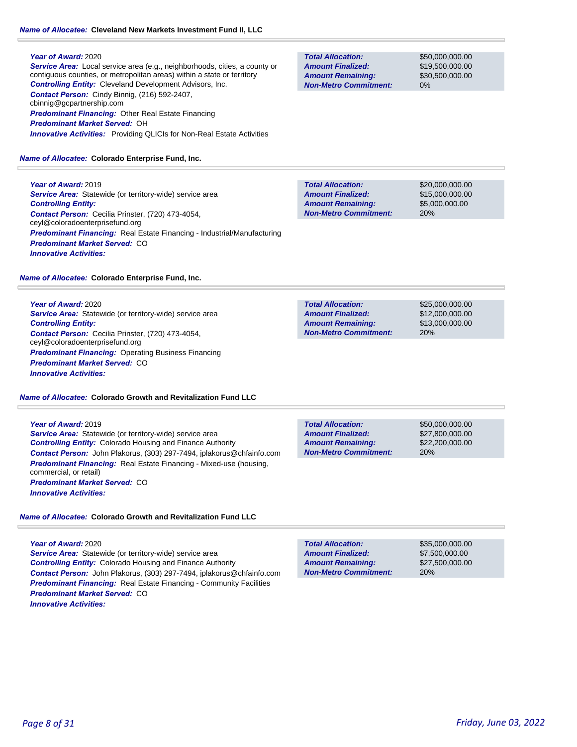**Name of Allocatee: Cleveland New Markets Investment Fund II, LLC**

***Year of Award:*** 2020
***Service Area:*** Local service area (e.g., neighborhoods, cities, a county or contiguous counties, or metropolitan areas) within a state or territory
***Controlling Entity:*** Cleveland Development Advisors, Inc.
***Contact Person:*** Cindy Binnig, (216) 592-2407, cbinnig@gcpartnership.com
***Predominant Financing:*** Other Real Estate Financing
***Predominant Market Served:*** OH
***Innovative Activities:*** Providing QLICIs for Non-Real Estate Activities

| | |
|---|---|
| ***Total Allocation:*** | $50,000,000.00 |
| ***Amount Finalized:*** | $19,500,000.00 |
| ***Amount Remaining:*** | $30,500,000.00 |
| ***Non-Metro Commitment:*** | 0% |

**Name of Allocatee: Colorado Enterprise Fund, Inc.**

***Year of Award:*** 2019
***Service Area:*** Statewide (or territory-wide) service area
***Controlling Entity:***
***Contact Person:*** Cecilia Prinster, (720) 473-4054, ceyl@coloradoenterprisefund.org
***Predominant Financing:*** Real Estate Financing - Industrial/Manufacturing
***Predominant Market Served:*** CO
***Innovative Activities:***

| | |
|---|---|
| ***Total Allocation:*** | $20,000,000.00 |
| ***Amount Finalized:*** | $15,000,000.00 |
| ***Amount Remaining:*** | $5,000,000.00 |
| ***Non-Metro Commitment:*** | 20% |

**Name of Allocatee: Colorado Enterprise Fund, Inc.**

***Year of Award:*** 2020
***Service Area:*** Statewide (or territory-wide) service area
***Controlling Entity:***
***Contact Person:*** Cecilia Prinster, (720) 473-4054, ceyl@coloradoenterprisefund.org
***Predominant Financing:*** Operating Business Financing
***Predominant Market Served:*** CO
***Innovative Activities:***

| | |
|---|---|
| ***Total Allocation:*** | $25,000,000.00 |
| ***Amount Finalized:*** | $12,000,000.00 |
| ***Amount Remaining:*** | $13,000,000.00 |
| ***Non-Metro Commitment:*** | 20% |

**Name of Allocatee: Colorado Growth and Revitalization Fund LLC**

***Year of Award:*** 2019
***Service Area:*** Statewide (or territory-wide) service area
***Controlling Entity:*** Colorado Housing and Finance Authority
***Contact Person:*** John Plakorus, (303) 297-7494, jplakorus@chfainfo.com
***Predominant Financing:*** Real Estate Financing - Mixed-use (housing, commercial, or retail)
***Predominant Market Served:*** CO
***Innovative Activities:***

| | |
|---|---|
| ***Total Allocation:*** | $50,000,000.00 |
| ***Amount Finalized:*** | $27,800,000.00 |
| ***Amount Remaining:*** | $22,200,000.00 |
| ***Non-Metro Commitment:*** | 20% |

**Name of Allocatee: Colorado Growth and Revitalization Fund LLC**

***Year of Award:*** 2020
***Service Area:*** Statewide (or territory-wide) service area
***Controlling Entity:*** Colorado Housing and Finance Authority
***Contact Person:*** John Plakorus, (303) 297-7494, jplakorus@chfainfo.com
***Predominant Financing:*** Real Estate Financing - Community Facilities
***Predominant Market Served:*** CO
***Innovative Activities:***

| | |
|---|---|
| ***Total Allocation:*** | $35,000,000.00 |
| ***Amount Finalized:*** | $7,500,000.00 |
| ***Amount Remaining:*** | $27,500,000.00 |
| ***Non-Metro Commitment:*** | 20% |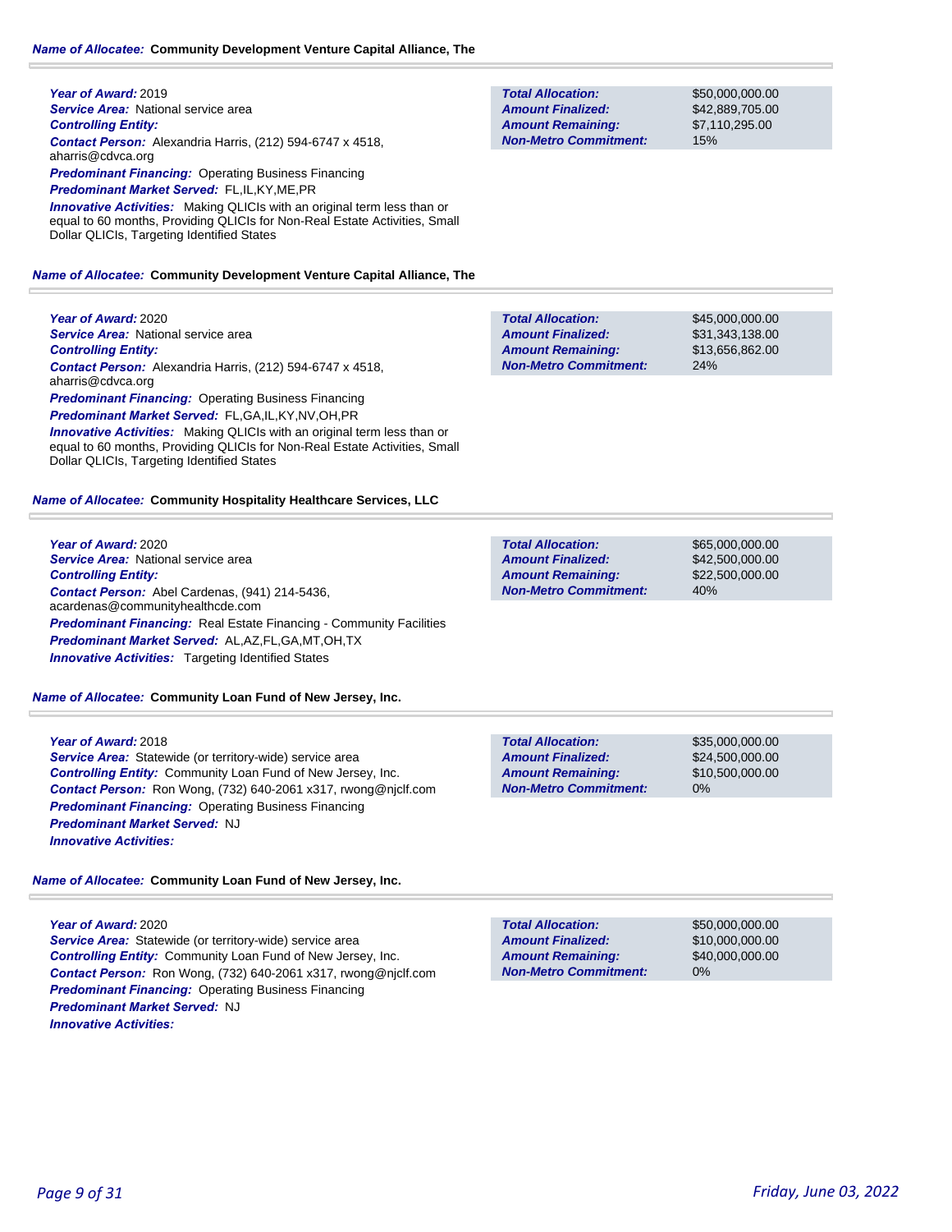**Name of Allocatee:** **Community Development Venture Capital Alliance, The**

**Year of Award:** 2019
**Service Area:** National service area
**Controlling Entity:**
**Contact Person:** Alexandria Harris, (212) 594-6747 x 4518, aharris@cdvca.org
**Predominant Financing:** Operating Business Financing
**Predominant Market Served:** FL,IL,KY,ME,PR
**Innovative Activities:** Making QLICIs with an original term less than or equal to 60 months, Providing QLICIs for Non-Real Estate Activities, Small Dollar QLICIs, Targeting Identified States

| | |
|---|---|
| **Total Allocation:** | $50,000,000.00 |
| **Amount Finalized:** | $42,889,705.00 |
| **Amount Remaining:** | $7,110,295.00 |
| **Non-Metro Commitment:** | 15% |

**Name of Allocatee:** **Community Development Venture Capital Alliance, The**

**Year of Award:** 2020
**Service Area:** National service area
**Controlling Entity:**
**Contact Person:** Alexandria Harris, (212) 594-6747 x 4518, aharris@cdvca.org
**Predominant Financing:** Operating Business Financing
**Predominant Market Served:** FL,GA,IL,KY,NV,OH,PR
**Innovative Activities:** Making QLICIs with an original term less than or equal to 60 months, Providing QLICIs for Non-Real Estate Activities, Small Dollar QLICIs, Targeting Identified States

| | |
|---|---|
| **Total Allocation:** | $45,000,000.00 |
| **Amount Finalized:** | $31,343,138.00 |
| **Amount Remaining:** | $13,656,862.00 |
| **Non-Metro Commitment:** | 24% |

**Name of Allocatee:** **Community Hospitality Healthcare Services, LLC**

**Year of Award:** 2020
**Service Area:** National service area
**Controlling Entity:**
**Contact Person:** Abel Cardenas, (941) 214-5436, acardenas@communityhealthcde.com
**Predominant Financing:** Real Estate Financing - Community Facilities
**Predominant Market Served:** AL,AZ,FL,GA,MT,OH,TX
**Innovative Activities:** Targeting Identified States

| | |
|---|---|
| **Total Allocation:** | $65,000,000.00 |
| **Amount Finalized:** | $42,500,000.00 |
| **Amount Remaining:** | $22,500,000.00 |
| **Non-Metro Commitment:** | 40% |

**Name of Allocatee:** **Community Loan Fund of New Jersey, Inc.**

**Year of Award:** 2018
**Service Area:** Statewide (or territory-wide) service area
**Controlling Entity:** Community Loan Fund of New Jersey, Inc.
**Contact Person:** Ron Wong, (732) 640-2061 x317, rwong@njclf.com
**Predominant Financing:** Operating Business Financing
**Predominant Market Served:** NJ
**Innovative Activities:**

| | |
|---|---|
| **Total Allocation:** | $35,000,000.00 |
| **Amount Finalized:** | $24,500,000.00 |
| **Amount Remaining:** | $10,500,000.00 |
| **Non-Metro Commitment:** | 0% |

**Name of Allocatee:** **Community Loan Fund of New Jersey, Inc.**

**Year of Award:** 2020
**Service Area:** Statewide (or territory-wide) service area
**Controlling Entity:** Community Loan Fund of New Jersey, Inc.
**Contact Person:** Ron Wong, (732) 640-2061 x317, rwong@njclf.com
**Predominant Financing:** Operating Business Financing
**Predominant Market Served:** NJ
**Innovative Activities:**

| | |
|---|---|
| **Total Allocation:** | $50,000,000.00 |
| **Amount Finalized:** | $10,000,000.00 |
| **Amount Remaining:** | $40,000,000.00 |
| **Non-Metro Commitment:** | 0% |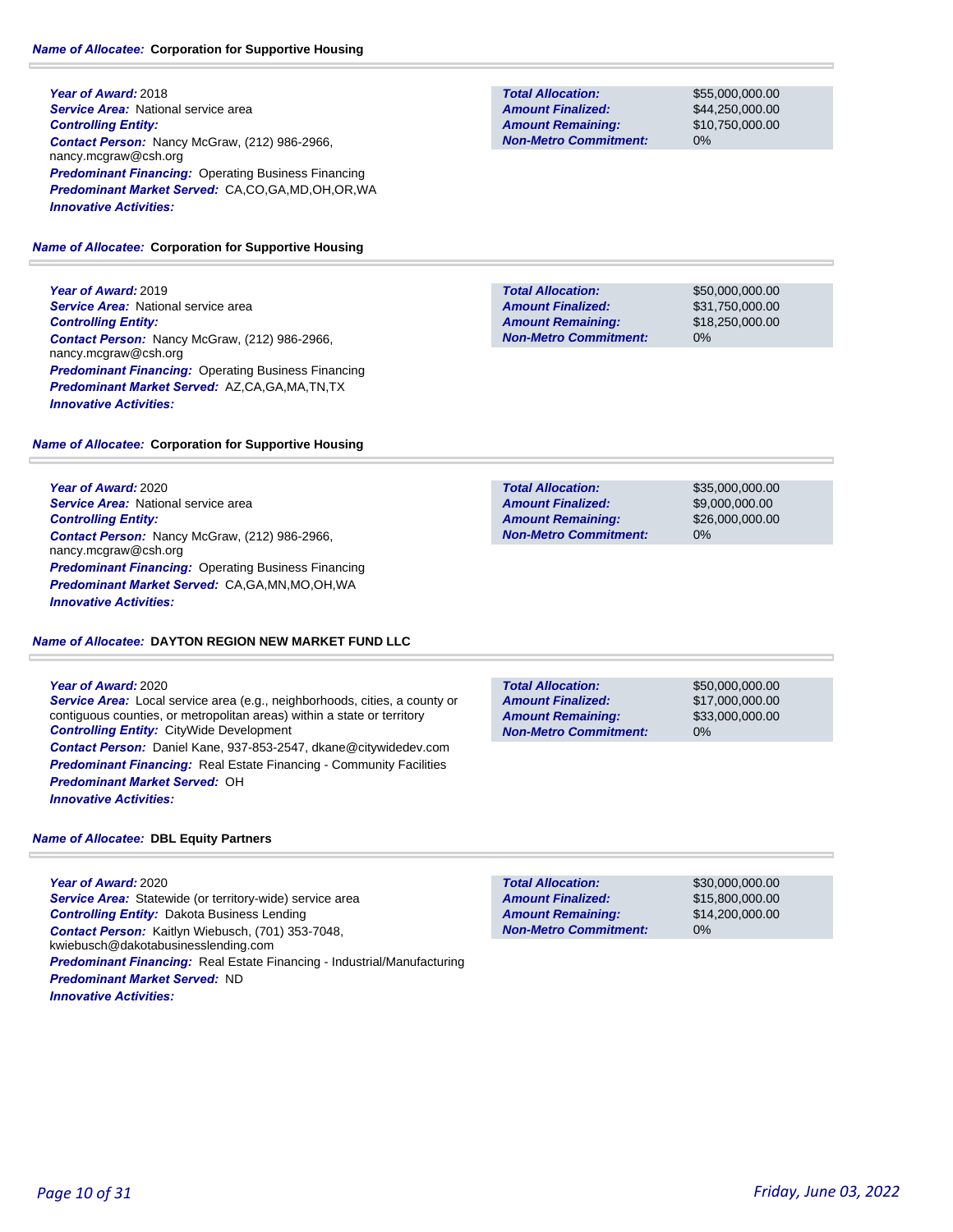**Name of Allocatee:** **Corporation for Supportive Housing**

**Year of Award:** 2018
**Service Area:** National service area
**Controlling Entity:**
**Contact Person:** Nancy McGraw, (212) 986-2966, nancy.mcgraw@csh.org
**Predominant Financing:** Operating Business Financing
**Predominant Market Served:** CA,CO,GA,MD,OH,OR,WA
**Innovative Activities:**

| | |
|---|---|
| **Total Allocation:** | $55,000,000.00 |
| **Amount Finalized:** | $44,250,000.00 |
| **Amount Remaining:** | $10,750,000.00 |
| **Non-Metro Commitment:** | 0% |

**Name of Allocatee:** **Corporation for Supportive Housing**

**Year of Award:** 2019
**Service Area:** National service area
**Controlling Entity:**
**Contact Person:** Nancy McGraw, (212) 986-2966, nancy.mcgraw@csh.org
**Predominant Financing:** Operating Business Financing
**Predominant Market Served:** AZ,CA,GA,MA,TN,TX
**Innovative Activities:**

| | |
|---|---|
| **Total Allocation:** | $50,000,000.00 |
| **Amount Finalized:** | $31,750,000.00 |
| **Amount Remaining:** | $18,250,000.00 |
| **Non-Metro Commitment:** | 0% |

**Name of Allocatee:** **Corporation for Supportive Housing**

**Year of Award:** 2020
**Service Area:** National service area
**Controlling Entity:**
**Contact Person:** Nancy McGraw, (212) 986-2966, nancy.mcgraw@csh.org
**Predominant Financing:** Operating Business Financing
**Predominant Market Served:** CA,GA,MN,MO,OH,WA
**Innovative Activities:**

| | |
|---|---|
| **Total Allocation:** | $35,000,000.00 |
| **Amount Finalized:** | $9,000,000.00 |
| **Amount Remaining:** | $26,000,000.00 |
| **Non-Metro Commitment:** | 0% |

**Name of Allocatee:** **DAYTON REGION NEW MARKET FUND LLC**

**Year of Award:** 2020
**Service Area:** Local service area (e.g., neighborhoods, cities, a county or contiguous counties, or metropolitan areas) within a state or territory
**Controlling Entity:** CityWide Development
**Contact Person:** Daniel Kane, 937-853-2547, dkane@citywidedev.com
**Predominant Financing:** Real Estate Financing - Community Facilities
**Predominant Market Served:** OH
**Innovative Activities:**

| | |
|---|---|
| **Total Allocation:** | $50,000,000.00 |
| **Amount Finalized:** | $17,000,000.00 |
| **Amount Remaining:** | $33,000,000.00 |
| **Non-Metro Commitment:** | 0% |

**Name of Allocatee:** **DBL Equity Partners**

**Year of Award:** 2020
**Service Area:** Statewide (or territory-wide) service area
**Controlling Entity:** Dakota Business Lending
**Contact Person:** Kaitlyn Wiebusch, (701) 353-7048, kwiebusch@dakotabusinesslending.com
**Predominant Financing:** Real Estate Financing - Industrial/Manufacturing
**Predominant Market Served:** ND
**Innovative Activities:**

| | |
|---|---|
| **Total Allocation:** | $30,000,000.00 |
| **Amount Finalized:** | $15,800,000.00 |
| **Amount Remaining:** | $14,200,000.00 |
| **Non-Metro Commitment:** | 0% |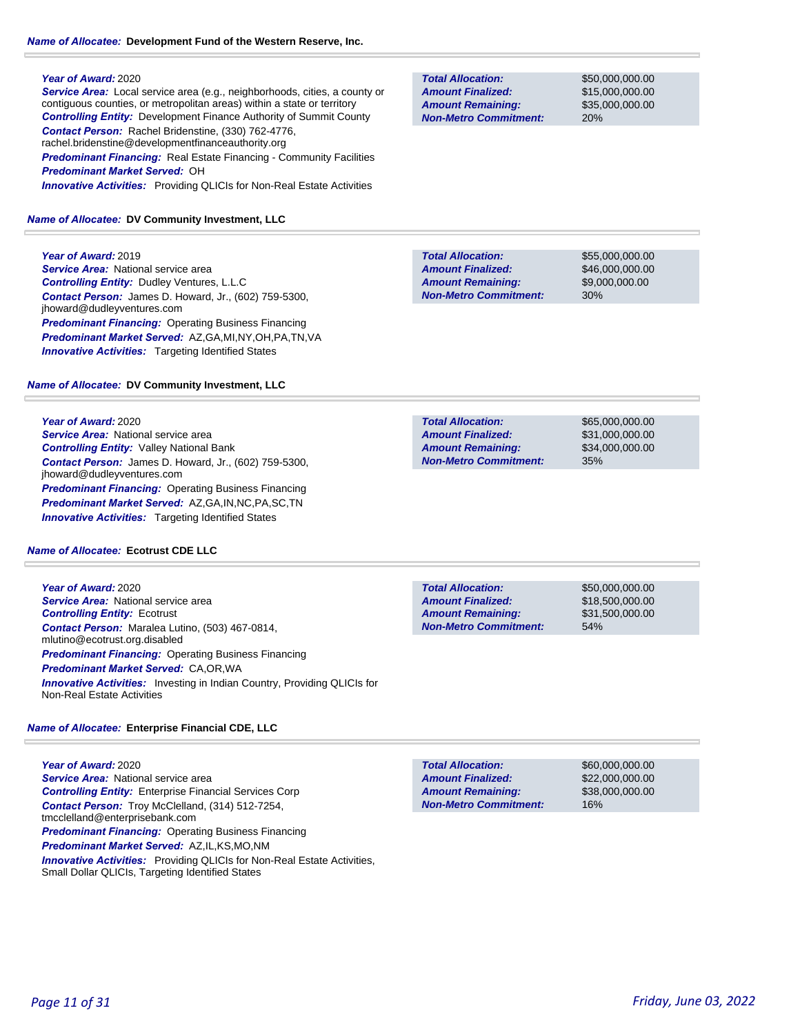**Name of Allocatee:** **Development Fund of the Western Reserve, Inc.**

***Year of Award:*** 2020
***Service Area:*** Local service area (e.g., neighborhoods, cities, a county or contiguous counties, or metropolitan areas) within a state or territory
***Controlling Entity:*** Development Finance Authority of Summit County
***Contact Person:*** Rachel Bridenstine, (330) 762-4776, rachel.bridenstine@developmentfinanceauthority.org
***Predominant Financing:*** Real Estate Financing - Community Facilities
***Predominant Market Served:*** OH
***Innovative Activities:*** Providing QLICIs for Non-Real Estate Activities

| | |
|---|---|
| ***Total Allocation:*** | $50,000,000.00 |
| ***Amount Finalized:*** | $15,000,000.00 |
| ***Amount Remaining:*** | $35,000,000.00 |
| ***Non-Metro Commitment:*** | 20% |

**Name of Allocatee:** **DV Community Investment, LLC**

***Year of Award:*** 2019
***Service Area:*** National service area
***Controlling Entity:*** Dudley Ventures, L.L.C
***Contact Person:*** James D. Howard, Jr., (602) 759-5300, jhoward@dudleyventures.com
***Predominant Financing:*** Operating Business Financing
***Predominant Market Served:*** AZ,GA,MI,NY,OH,PA,TN,VA
***Innovative Activities:*** Targeting Identified States

| | |
|---|---|
| ***Total Allocation:*** | $55,000,000.00 |
| ***Amount Finalized:*** | $46,000,000.00 |
| ***Amount Remaining:*** | $9,000,000.00 |
| ***Non-Metro Commitment:*** | 30% |

**Name of Allocatee:** **DV Community Investment, LLC**

***Year of Award:*** 2020
***Service Area:*** National service area
***Controlling Entity:*** Valley National Bank
***Contact Person:*** James D. Howard, Jr., (602) 759-5300, jhoward@dudleyventures.com
***Predominant Financing:*** Operating Business Financing
***Predominant Market Served:*** AZ,GA,IN,NC,PA,SC,TN
***Innovative Activities:*** Targeting Identified States

| | |
|---|---|
| ***Total Allocation:*** | $65,000,000.00 |
| ***Amount Finalized:*** | $31,000,000.00 |
| ***Amount Remaining:*** | $34,000,000.00 |
| ***Non-Metro Commitment:*** | 35% |

**Name of Allocatee:** **Ecotrust CDE LLC**

***Year of Award:*** 2020
***Service Area:*** National service area
***Controlling Entity:*** Ecotrust
***Contact Person:*** Maralea Lutino, (503) 467-0814, mlutino@ecotrust.org.disabled
***Predominant Financing:*** Operating Business Financing
***Predominant Market Served:*** CA,OR,WA
***Innovative Activities:*** Investing in Indian Country, Providing QLICIs for Non-Real Estate Activities

| | |
|---|---|
| ***Total Allocation:*** | $50,000,000.00 |
| ***Amount Finalized:*** | $18,500,000.00 |
| ***Amount Remaining:*** | $31,500,000.00 |
| ***Non-Metro Commitment:*** | 54% |

**Name of Allocatee:** **Enterprise Financial CDE, LLC**

***Year of Award:*** 2020
***Service Area:*** National service area
***Controlling Entity:*** Enterprise Financial Services Corp
***Contact Person:*** Troy McClelland, (314) 512-7254, tmcclelland@enterprisebank.com
***Predominant Financing:*** Operating Business Financing
***Predominant Market Served:*** AZ,IL,KS,MO,NM
***Innovative Activities:*** Providing QLICIs for Non-Real Estate Activities, Small Dollar QLICIs, Targeting Identified States

| | |
|---|---|
| ***Total Allocation:*** | $60,000,000.00 |
| ***Amount Finalized:*** | $22,000,000.00 |
| ***Amount Remaining:*** | $38,000,000.00 |
| ***Non-Metro Commitment:*** | 16% |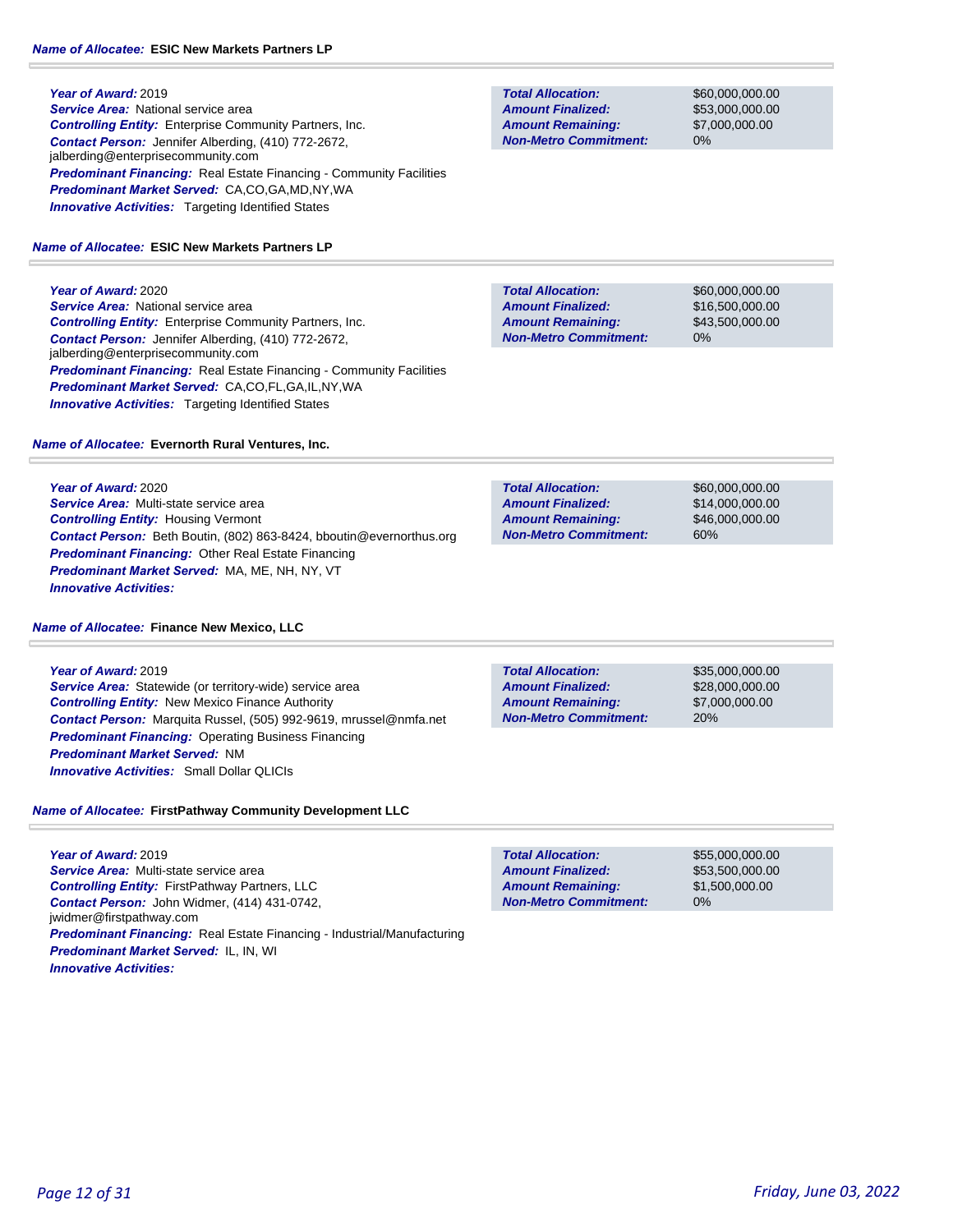**Name of Allocatee:** ESIC New Markets Partners LP

**Year of Award:** 2019
**Service Area:** National service area
**Controlling Entity:** Enterprise Community Partners, Inc.
**Contact Person:** Jennifer Alberding, (410) 772-2672, jalberding@enterprisecommunity.com
**Predominant Financing:** Real Estate Financing - Community Facilities
**Predominant Market Served:** CA,CO,GA,MD,NY,WA
**Innovative Activities:** Targeting Identified States

| | |
|---|---|
| **Total Allocation:** | $60,000,000.00 |
| **Amount Finalized:** | $53,000,000.00 |
| **Amount Remaining:** | $7,000,000.00 |
| **Non-Metro Commitment:** | 0% |

**Name of Allocatee:** ESIC New Markets Partners LP

**Year of Award:** 2020
**Service Area:** National service area
**Controlling Entity:** Enterprise Community Partners, Inc.
**Contact Person:** Jennifer Alberding, (410) 772-2672, jalberding@enterprisecommunity.com
**Predominant Financing:** Real Estate Financing - Community Facilities
**Predominant Market Served:** CA,CO,FL,GA,IL,NY,WA
**Innovative Activities:** Targeting Identified States

| | |
|---|---|
| **Total Allocation:** | $60,000,000.00 |
| **Amount Finalized:** | $16,500,000.00 |
| **Amount Remaining:** | $43,500,000.00 |
| **Non-Metro Commitment:** | 0% |

**Name of Allocatee:** Evernorth Rural Ventures, Inc.

**Year of Award:** 2020
**Service Area:** Multi-state service area
**Controlling Entity:** Housing Vermont
**Contact Person:** Beth Boutin, (802) 863-8424, bboutin@evernorthus.org
**Predominant Financing:** Other Real Estate Financing
**Predominant Market Served:** MA, ME, NH, NY, VT
**Innovative Activities:**

| | |
|---|---|
| **Total Allocation:** | $60,000,000.00 |
| **Amount Finalized:** | $14,000,000.00 |
| **Amount Remaining:** | $46,000,000.00 |
| **Non-Metro Commitment:** | 60% |

**Name of Allocatee:** Finance New Mexico, LLC

**Year of Award:** 2019
**Service Area:** Statewide (or territory-wide) service area
**Controlling Entity:** New Mexico Finance Authority
**Contact Person:** Marquita Russel, (505) 992-9619, mrussel@nmfa.net
**Predominant Financing:** Operating Business Financing
**Predominant Market Served:** NM
**Innovative Activities:** Small Dollar QLICIs

| | |
|---|---|
| **Total Allocation:** | $35,000,000.00 |
| **Amount Finalized:** | $28,000,000.00 |
| **Amount Remaining:** | $7,000,000.00 |
| **Non-Metro Commitment:** | 20% |

**Name of Allocatee:** FirstPathway Community Development LLC

**Year of Award:** 2019
**Service Area:** Multi-state service area
**Controlling Entity:** FirstPathway Partners, LLC
**Contact Person:** John Widmer, (414) 431-0742, jwidmer@firstpathway.com
**Predominant Financing:** Real Estate Financing - Industrial/Manufacturing
**Predominant Market Served:** IL, IN, WI
**Innovative Activities:**

| | |
|---|---|
| **Total Allocation:** | $55,000,000.00 |
| **Amount Finalized:** | $53,500,000.00 |
| **Amount Remaining:** | $1,500,000.00 |
| **Non-Metro Commitment:** | 0% |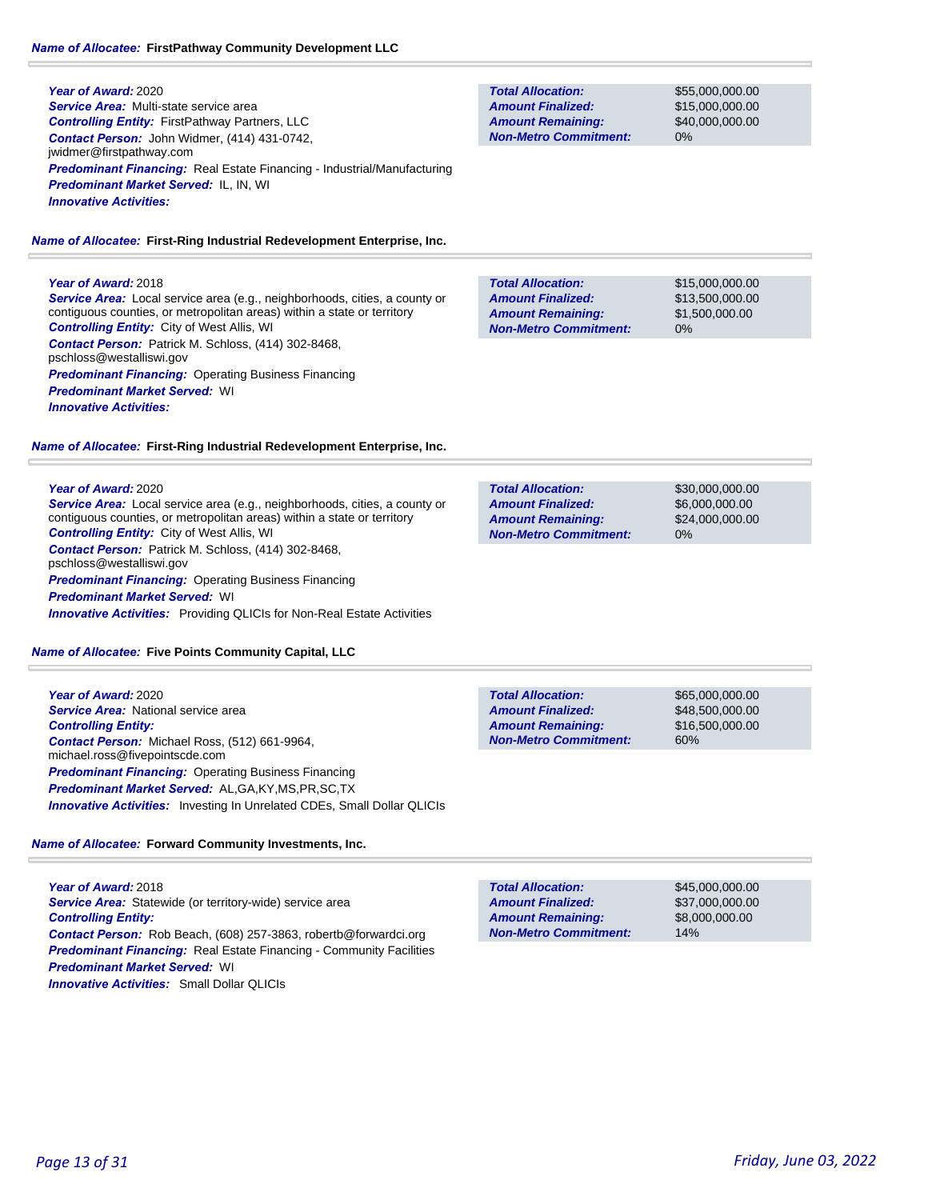**Name of Allocatee:** **FirstPathway Community Development LLC**

***Year of Award:*** 2020
***Service Area:*** Multi-state service area
***Controlling Entity:*** FirstPathway Partners, LLC
***Contact Person:*** John Widmer, (414) 431-0742, jwidmer@firstpathway.com
***Predominant Financing:*** Real Estate Financing - Industrial/Manufacturing
***Predominant Market Served:*** IL, IN, WI
***Innovative Activities:***

| | |
|---|---|
| **Total Allocation:** | $55,000,000.00 |
| **Amount Finalized:** | $15,000,000.00 |
| **Amount Remaining:** | $40,000,000.00 |
| **Non-Metro Commitment:** | 0% |

**Name of Allocatee:** **First-Ring Industrial Redevelopment Enterprise, Inc.**

***Year of Award:*** 2018
***Service Area:*** Local service area (e.g., neighborhoods, cities, a county or contiguous counties, or metropolitan areas) within a state or territory
***Controlling Entity:*** City of West Allis, WI
***Contact Person:*** Patrick M. Schloss, (414) 302-8468, pschloss@westalliswi.gov
***Predominant Financing:*** Operating Business Financing
***Predominant Market Served:*** WI
***Innovative Activities:***

| | |
|---|---|
| **Total Allocation:** | $15,000,000.00 |
| **Amount Finalized:** | $13,500,000.00 |
| **Amount Remaining:** | $1,500,000.00 |
| **Non-Metro Commitment:** | 0% |

**Name of Allocatee:** **First-Ring Industrial Redevelopment Enterprise, Inc.**

***Year of Award:*** 2020
***Service Area:*** Local service area (e.g., neighborhoods, cities, a county or contiguous counties, or metropolitan areas) within a state or territory
***Controlling Entity:*** City of West Allis, WI
***Contact Person:*** Patrick M. Schloss, (414) 302-8468, pschloss@westalliswi.gov
***Predominant Financing:*** Operating Business Financing
***Predominant Market Served:*** WI
***Innovative Activities:*** Providing QLICIs for Non-Real Estate Activities

| | |
|---|---|
| **Total Allocation:** | $30,000,000.00 |
| **Amount Finalized:** | $6,000,000.00 |
| **Amount Remaining:** | $24,000,000.00 |
| **Non-Metro Commitment:** | 0% |

**Name of Allocatee:** **Five Points Community Capital, LLC**

***Year of Award:*** 2020
***Service Area:*** National service area
***Controlling Entity:***
***Contact Person:*** Michael Ross, (512) 661-9964, michael.ross@fivepointscde.com
***Predominant Financing:*** Operating Business Financing
***Predominant Market Served:*** AL,GA,KY,MS,PR,SC,TX
***Innovative Activities:*** Investing In Unrelated CDEs, Small Dollar QLICIs

| | |
|---|---|
| **Total Allocation:** | $65,000,000.00 |
| **Amount Finalized:** | $48,500,000.00 |
| **Amount Remaining:** | $16,500,000.00 |
| **Non-Metro Commitment:** | 60% |

**Name of Allocatee:** **Forward Community Investments, Inc.**

***Year of Award:*** 2018
***Service Area:*** Statewide (or territory-wide) service area
***Controlling Entity:***
***Contact Person:*** Rob Beach, (608) 257-3863, robertb@forwardci.org
***Predominant Financing:*** Real Estate Financing - Community Facilities
***Predominant Market Served:*** WI
***Innovative Activities:*** Small Dollar QLICIs

| | |
|---|---|
| **Total Allocation:** | $45,000,000.00 |
| **Amount Finalized:** | $37,000,000.00 |
| **Amount Remaining:** | $8,000,000.00 |
| **Non-Metro Commitment:** | 14% |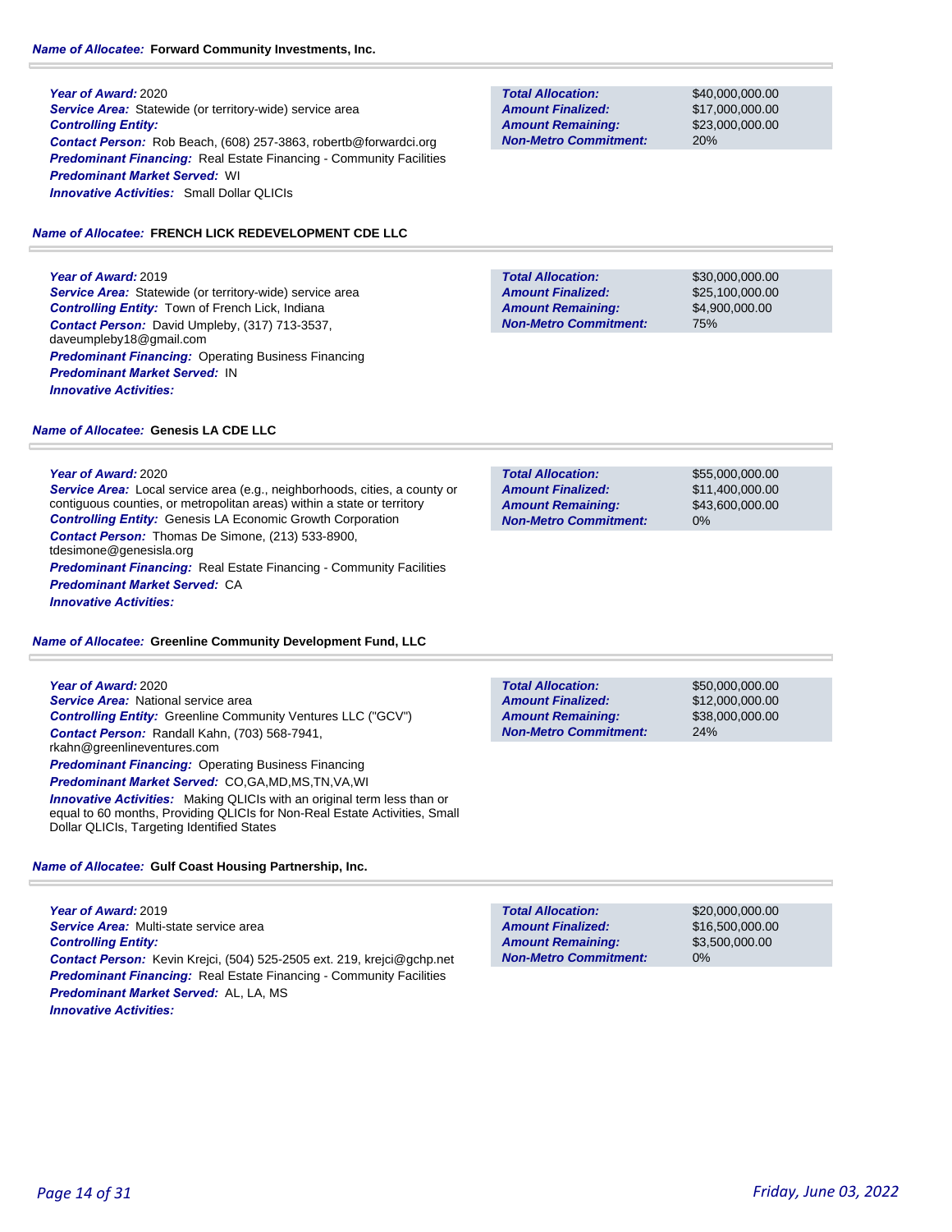***Name of Allocatee:*** **Forward Community Investments, Inc.**

***Year of Award:*** 2020
***Service Area:*** Statewide (or territory-wide) service area
***Controlling Entity:***
***Contact Person:*** Rob Beach, (608) 257-3863, robertb@forwardci.org
***Predominant Financing:*** Real Estate Financing - Community Facilities
***Predominant Market Served:*** WI
***Innovative Activities:*** Small Dollar QLICIs

| | |
|---|---|
| ***Total Allocation:*** | $40,000,000.00 |
| ***Amount Finalized:*** | $17,000,000.00 |
| ***Amount Remaining:*** | $23,000,000.00 |
| ***Non-Metro Commitment:*** | 20% |

***Name of Allocatee:*** **FRENCH LICK REDEVELOPMENT CDE LLC**

***Year of Award:*** 2019
***Service Area:*** Statewide (or territory-wide) service area
***Controlling Entity:*** Town of French Lick, Indiana
***Contact Person:*** David Umpleby, (317) 713-3537, daveumpleby18@gmail.com
***Predominant Financing:*** Operating Business Financing
***Predominant Market Served:*** IN
***Innovative Activities:***

| | |
|---|---|
| ***Total Allocation:*** | $30,000,000.00 |
| ***Amount Finalized:*** | $25,100,000.00 |
| ***Amount Remaining:*** | $4,900,000.00 |
| ***Non-Metro Commitment:*** | 75% |

***Name of Allocatee:*** **Genesis LA CDE LLC**

***Year of Award:*** 2020
***Service Area:*** Local service area (e.g., neighborhoods, cities, a county or contiguous counties, or metropolitan areas) within a state or territory
***Controlling Entity:*** Genesis LA Economic Growth Corporation
***Contact Person:*** Thomas De Simone, (213) 533-8900, tdesimone@genesisla.org
***Predominant Financing:*** Real Estate Financing - Community Facilities
***Predominant Market Served:*** CA
***Innovative Activities:***

| | |
|---|---|
| ***Total Allocation:*** | $55,000,000.00 |
| ***Amount Finalized:*** | $11,400,000.00 |
| ***Amount Remaining:*** | $43,600,000.00 |
| ***Non-Metro Commitment:*** | 0% |

***Name of Allocatee:*** **Greenline Community Development Fund, LLC**

***Year of Award:*** 2020
***Service Area:*** National service area
***Controlling Entity:*** Greenline Community Ventures LLC ("GCV")
***Contact Person:*** Randall Kahn, (703) 568-7941, rkahn@greenlineventures.com
***Predominant Financing:*** Operating Business Financing
***Predominant Market Served:*** CO,GA,MD,MS,TN,VA,WI
***Innovative Activities:*** Making QLICIs with an original term less than or equal to 60 months, Providing QLICIs for Non-Real Estate Activities, Small Dollar QLICIs, Targeting Identified States

| | |
|---|---|
| ***Total Allocation:*** | $50,000,000.00 |
| ***Amount Finalized:*** | $12,000,000.00 |
| ***Amount Remaining:*** | $38,000,000.00 |
| ***Non-Metro Commitment:*** | 24% |

***Name of Allocatee:*** **Gulf Coast Housing Partnership, Inc.**

***Year of Award:*** 2019
***Service Area:*** Multi-state service area
***Controlling Entity:***
***Contact Person:*** Kevin Krejci, (504) 525-2505 ext. 219, krejci@gchp.net
***Predominant Financing:*** Real Estate Financing - Community Facilities
***Predominant Market Served:*** AL, LA, MS
***Innovative Activities:***

| | |
|---|---|
| ***Total Allocation:*** | $20,000,000.00 |
| ***Amount Finalized:*** | $16,500,000.00 |
| ***Amount Remaining:*** | $3,500,000.00 |
| ***Non-Metro Commitment:*** | 0% |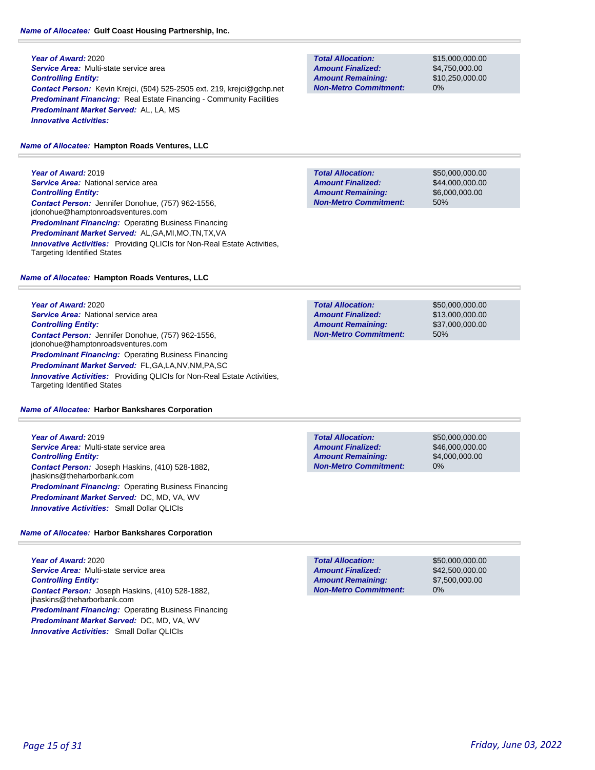**Name of Allocatee:** **Gulf Coast Housing Partnership, Inc.**

***Year of Award:*** 2020
***Service Area:*** Multi-state service area
***Controlling Entity:***
***Contact Person:*** Kevin Krejci, (504) 525-2505 ext. 219, krejci@gchp.net
***Predominant Financing:*** Real Estate Financing - Community Facilities
***Predominant Market Served:*** AL, LA, MS
***Innovative Activities:***

| | |
|---|---|
| ***Total Allocation:*** | $15,000,000.00 |
| ***Amount Finalized:*** | $4,750,000.00 |
| ***Amount Remaining:*** | $10,250,000.00 |
| ***Non-Metro Commitment:*** | 0% |

**Name of Allocatee:** **Hampton Roads Ventures, LLC**

***Year of Award:*** 2019
***Service Area:*** National service area
***Controlling Entity:***
***Contact Person:*** Jennifer Donohue, (757) 962-1556, jdonohue@hamptonroadsventures.com
***Predominant Financing:*** Operating Business Financing
***Predominant Market Served:*** AL,GA,MI,MO,TN,TX,VA
***Innovative Activities:*** Providing QLICIs for Non-Real Estate Activities, Targeting Identified States

| | |
|---|---|
| ***Total Allocation:*** | $50,000,000.00 |
| ***Amount Finalized:*** | $44,000,000.00 |
| ***Amount Remaining:*** | $6,000,000.00 |
| ***Non-Metro Commitment:*** | 50% |

**Name of Allocatee:** **Hampton Roads Ventures, LLC**

***Year of Award:*** 2020
***Service Area:*** National service area
***Controlling Entity:***
***Contact Person:*** Jennifer Donohue, (757) 962-1556, jdonohue@hamptonroadsventures.com
***Predominant Financing:*** Operating Business Financing
***Predominant Market Served:*** FL,GA,LA,NV,NM,PA,SC
***Innovative Activities:*** Providing QLICIs for Non-Real Estate Activities, Targeting Identified States

| | |
|---|---|
| ***Total Allocation:*** | $50,000,000.00 |
| ***Amount Finalized:*** | $13,000,000.00 |
| ***Amount Remaining:*** | $37,000,000.00 |
| ***Non-Metro Commitment:*** | 50% |

**Name of Allocatee:** **Harbor Bankshares Corporation**

***Year of Award:*** 2019
***Service Area:*** Multi-state service area
***Controlling Entity:***
***Contact Person:*** Joseph Haskins, (410) 528-1882, jhaskins@theharborbank.com
***Predominant Financing:*** Operating Business Financing
***Predominant Market Served:*** DC, MD, VA, WV
***Innovative Activities:*** Small Dollar QLICIs

| | |
|---|---|
| ***Total Allocation:*** | $50,000,000.00 |
| ***Amount Finalized:*** | $46,000,000.00 |
| ***Amount Remaining:*** | $4,000,000.00 |
| ***Non-Metro Commitment:*** | 0% |

**Name of Allocatee:** **Harbor Bankshares Corporation**

***Year of Award:*** 2020
***Service Area:*** Multi-state service area
***Controlling Entity:***
***Contact Person:*** Joseph Haskins, (410) 528-1882, jhaskins@theharborbank.com
***Predominant Financing:*** Operating Business Financing
***Predominant Market Served:*** DC, MD, VA, WV
***Innovative Activities:*** Small Dollar QLICIs

| | |
|---|---|
| ***Total Allocation:*** | $50,000,000.00 |
| ***Amount Finalized:*** | $42,500,000.00 |
| ***Amount Remaining:*** | $7,500,000.00 |
| ***Non-Metro Commitment:*** | 0% |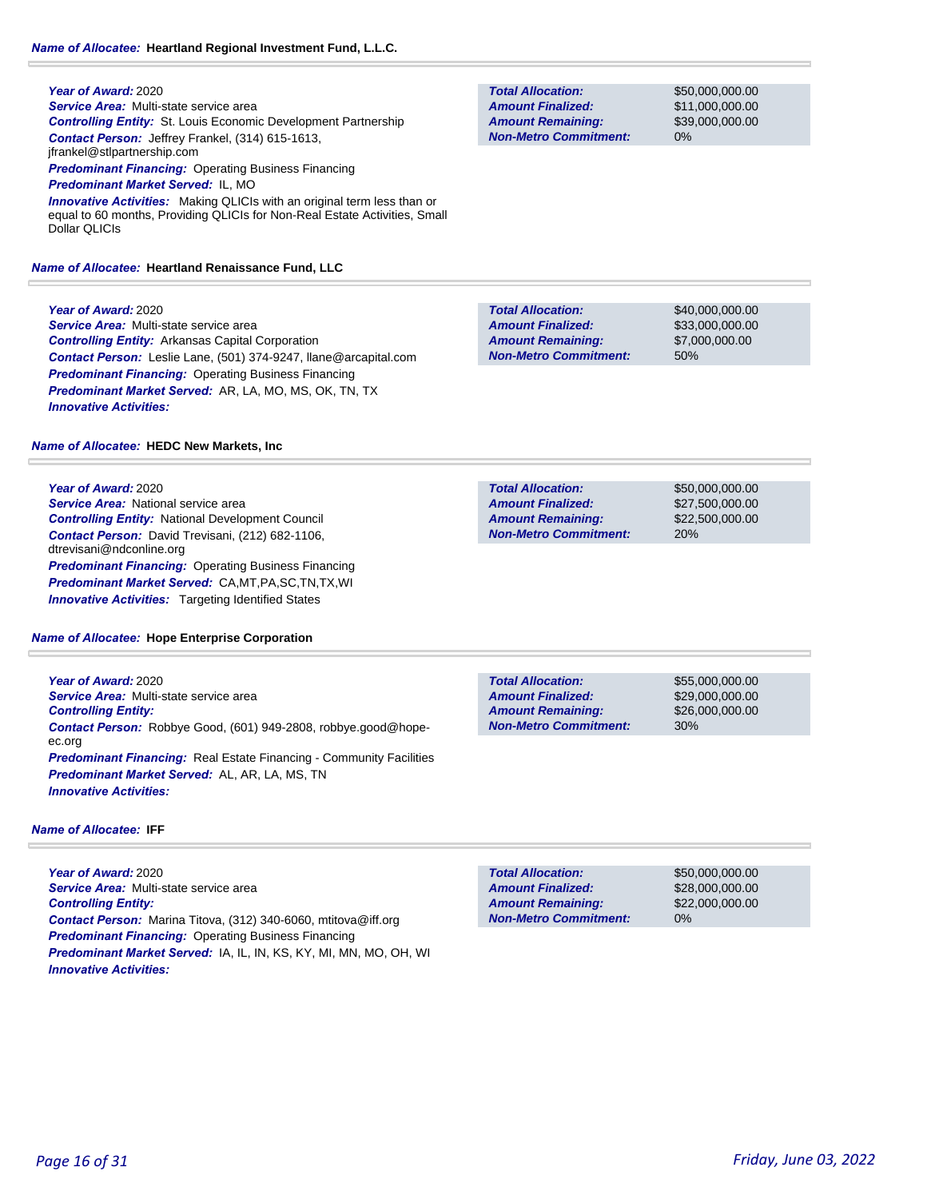**Name of Allocatee:** **Heartland Regional Investment Fund, L.L.C.**

***Year of Award:*** 2020
***Service Area:*** Multi-state service area
***Controlling Entity:*** St. Louis Economic Development Partnership
***Contact Person:*** Jeffrey Frankel, (314) 615-1613, jfrankel@stlpartnership.com
***Predominant Financing:*** Operating Business Financing
***Predominant Market Served:*** IL, MO
***Innovative Activities:*** Making QLICIs with an original term less than or equal to 60 months, Providing QLICIs for Non-Real Estate Activities, Small Dollar QLICIs

| | |
|---|---|
| ***Total Allocation:*** | $50,000,000.00 |
| ***Amount Finalized:*** | $11,000,000.00 |
| ***Amount Remaining:*** | $39,000,000.00 |
| ***Non-Metro Commitment:*** | 0% |

**Name of Allocatee:** **Heartland Renaissance Fund, LLC**

***Year of Award:*** 2020
***Service Area:*** Multi-state service area
***Controlling Entity:*** Arkansas Capital Corporation
***Contact Person:*** Leslie Lane, (501) 374-9247, llane@arcapital.com
***Predominant Financing:*** Operating Business Financing
***Predominant Market Served:*** AR, LA, MO, MS, OK, TN, TX
***Innovative Activities:***

| | |
|---|---|
| ***Total Allocation:*** | $40,000,000.00 |
| ***Amount Finalized:*** | $33,000,000.00 |
| ***Amount Remaining:*** | $7,000,000.00 |
| ***Non-Metro Commitment:*** | 50% |

**Name of Allocatee:** **HEDC New Markets, Inc**

***Year of Award:*** 2020
***Service Area:*** National service area
***Controlling Entity:*** National Development Council
***Contact Person:*** David Trevisani, (212) 682-1106, dtrevisani@ndconline.org
***Predominant Financing:*** Operating Business Financing
***Predominant Market Served:*** CA,MT,PA,SC,TN,TX,WI
***Innovative Activities:*** Targeting Identified States

| | |
|---|---|
| ***Total Allocation:*** | $50,000,000.00 |
| ***Amount Finalized:*** | $27,500,000.00 |
| ***Amount Remaining:*** | $22,500,000.00 |
| ***Non-Metro Commitment:*** | 20% |

**Name of Allocatee:** **Hope Enterprise Corporation**

***Year of Award:*** 2020
***Service Area:*** Multi-state service area
***Controlling Entity:***
***Contact Person:*** Robbye Good, (601) 949-2808, robbye.good@hope-ec.org
***Predominant Financing:*** Real Estate Financing - Community Facilities
***Predominant Market Served:*** AL, AR, LA, MS, TN
***Innovative Activities:***

| | |
|---|---|
| ***Total Allocation:*** | $55,000,000.00 |
| ***Amount Finalized:*** | $29,000,000.00 |
| ***Amount Remaining:*** | $26,000,000.00 |
| ***Non-Metro Commitment:*** | 30% |

**Name of Allocatee:** **IFF**

***Year of Award:*** 2020
***Service Area:*** Multi-state service area
***Controlling Entity:***
***Contact Person:*** Marina Titova, (312) 340-6060, mtitova@iff.org
***Predominant Financing:*** Operating Business Financing
***Predominant Market Served:*** IA, IL, IN, KS, KY, MI, MN, MO, OH, WI
***Innovative Activities:***

| | |
|---|---|
| ***Total Allocation:*** | $50,000,000.00 |
| ***Amount Finalized:*** | $28,000,000.00 |
| ***Amount Remaining:*** | $22,000,000.00 |
| ***Non-Metro Commitment:*** | 0% |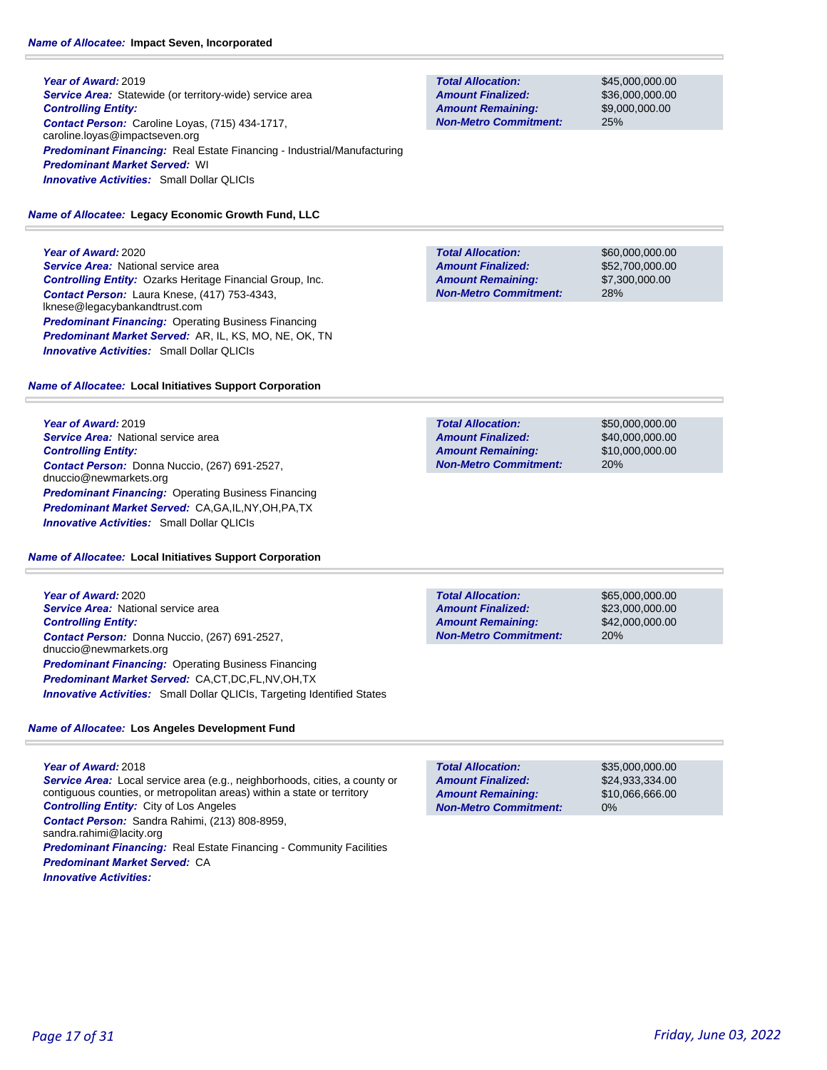**Name of Allocatee:** Impact Seven, Incorporated

**Year of Award:** 2019
**Service Area:** Statewide (or territory-wide) service area
**Controlling Entity:**
**Contact Person:** Caroline Loyas, (715) 434-1717, caroline.loyas@impactseven.org
**Predominant Financing:** Real Estate Financing - Industrial/Manufacturing
**Predominant Market Served:** WI
**Innovative Activities:** Small Dollar QLICIs

| | |
|---|---|
| **Total Allocation:** | $45,000,000.00 |
| **Amount Finalized:** | $36,000,000.00 |
| **Amount Remaining:** | $9,000,000.00 |
| **Non-Metro Commitment:** | 25% |

**Name of Allocatee:** Legacy Economic Growth Fund, LLC

**Year of Award:** 2020
**Service Area:** National service area
**Controlling Entity:** Ozarks Heritage Financial Group, Inc.
**Contact Person:** Laura Knese, (417) 753-4343, lknese@legacybankandtrust.com
**Predominant Financing:** Operating Business Financing
**Predominant Market Served:** AR, IL, KS, MO, NE, OK, TN
**Innovative Activities:** Small Dollar QLICIs

| | |
|---|---|
| **Total Allocation:** | $60,000,000.00 |
| **Amount Finalized:** | $52,700,000.00 |
| **Amount Remaining:** | $7,300,000.00 |
| **Non-Metro Commitment:** | 28% |

**Name of Allocatee:** Local Initiatives Support Corporation

**Year of Award:** 2019
**Service Area:** National service area
**Controlling Entity:**
**Contact Person:** Donna Nuccio, (267) 691-2527, dnuccio@newmarkets.org
**Predominant Financing:** Operating Business Financing
**Predominant Market Served:** CA,GA,IL,NY,OH,PA,TX
**Innovative Activities:** Small Dollar QLICIs

| | |
|---|---|
| **Total Allocation:** | $50,000,000.00 |
| **Amount Finalized:** | $40,000,000.00 |
| **Amount Remaining:** | $10,000,000.00 |
| **Non-Metro Commitment:** | 20% |

**Name of Allocatee:** Local Initiatives Support Corporation

**Year of Award:** 2020
**Service Area:** National service area
**Controlling Entity:**
**Contact Person:** Donna Nuccio, (267) 691-2527, dnuccio@newmarkets.org
**Predominant Financing:** Operating Business Financing
**Predominant Market Served:** CA,CT,DC,FL,NV,OH,TX
**Innovative Activities:** Small Dollar QLICIs, Targeting Identified States

| | |
|---|---|
| **Total Allocation:** | $65,000,000.00 |
| **Amount Finalized:** | $23,000,000.00 |
| **Amount Remaining:** | $42,000,000.00 |
| **Non-Metro Commitment:** | 20% |

**Name of Allocatee:** Los Angeles Development Fund

**Year of Award:** 2018
**Service Area:** Local service area (e.g., neighborhoods, cities, a county or contiguous counties, or metropolitan areas) within a state or territory
**Controlling Entity:** City of Los Angeles
**Contact Person:** Sandra Rahimi, (213) 808-8959, sandra.rahimi@lacity.org
**Predominant Financing:** Real Estate Financing - Community Facilities
**Predominant Market Served:** CA
**Innovative Activities:**

| | |
|---|---|
| **Total Allocation:** | $35,000,000.00 |
| **Amount Finalized:** | $24,933,334.00 |
| **Amount Remaining:** | $10,066,666.00 |
| **Non-Metro Commitment:** | 0% |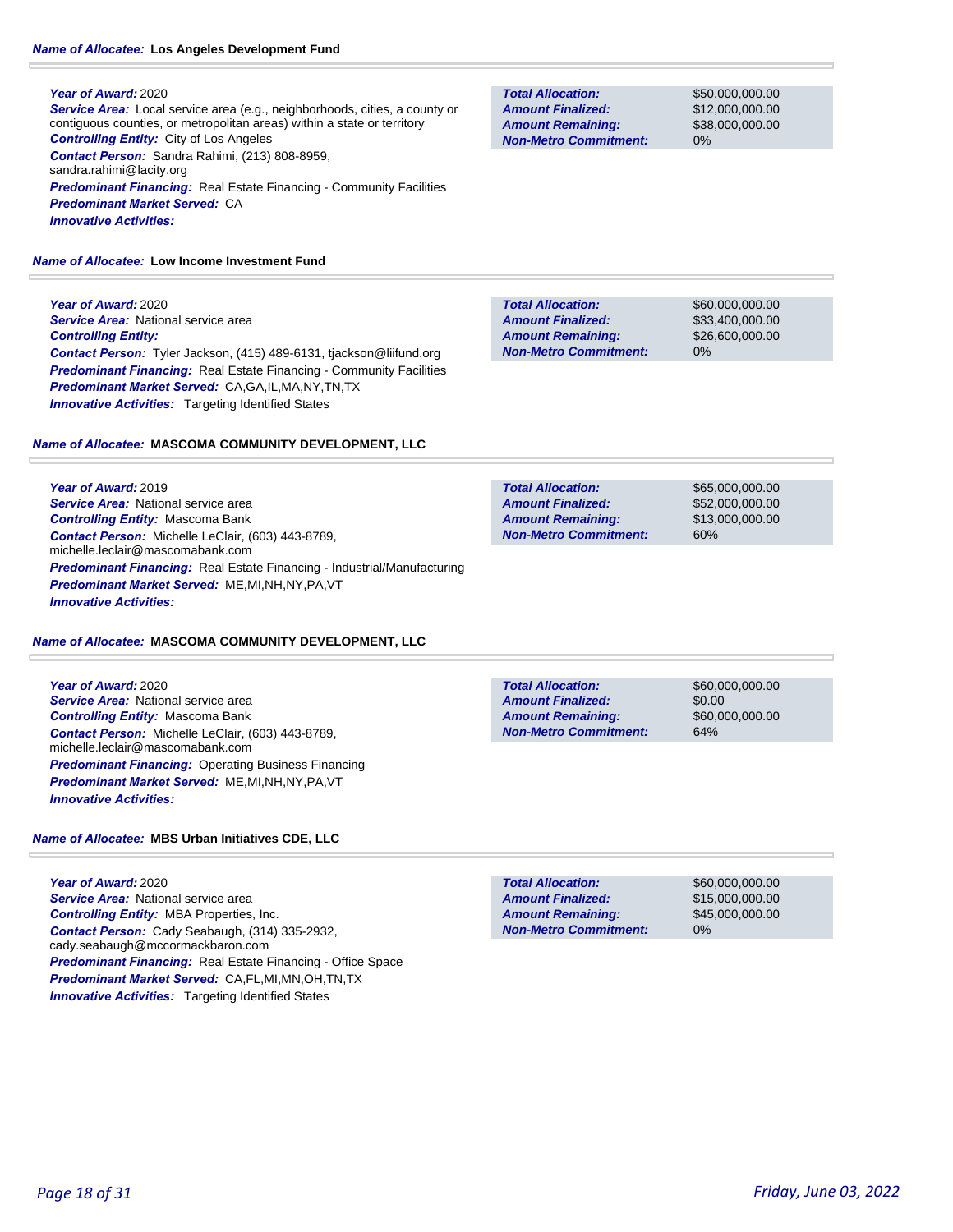**Name of Allocatee:** **Los Angeles Development Fund**

**Year of Award:** 2020
**Service Area:** Local service area (e.g., neighborhoods, cities, a county or contiguous counties, or metropolitan areas) within a state or territory
**Controlling Entity:** City of Los Angeles
**Contact Person:** Sandra Rahimi, (213) 808-8959, sandra.rahimi@lacity.org
**Predominant Financing:** Real Estate Financing - Community Facilities
**Predominant Market Served:** CA
**Innovative Activities:**

| | |
|---|---|
| **Total Allocation:** | $50,000,000.00 |
| **Amount Finalized:** | $12,000,000.00 |
| **Amount Remaining:** | $38,000,000.00 |
| **Non-Metro Commitment:** | 0% |

**Name of Allocatee:** **Low Income Investment Fund**

**Year of Award:** 2020
**Service Area:** National service area
**Controlling Entity:**
**Contact Person:** Tyler Jackson, (415) 489-6131, tjackson@liifund.org
**Predominant Financing:** Real Estate Financing - Community Facilities
**Predominant Market Served:** CA,GA,IL,MA,NY,TN,TX
**Innovative Activities:** Targeting Identified States

| | |
|---|---|
| **Total Allocation:** | $60,000,000.00 |
| **Amount Finalized:** | $33,400,000.00 |
| **Amount Remaining:** | $26,600,000.00 |
| **Non-Metro Commitment:** | 0% |

**Name of Allocatee:** **MASCOMA COMMUNITY DEVELOPMENT, LLC**

**Year of Award:** 2019
**Service Area:** National service area
**Controlling Entity:** Mascoma Bank
**Contact Person:** Michelle LeClair, (603) 443-8789, michelle.leclair@mascomabank.com
**Predominant Financing:** Real Estate Financing - Industrial/Manufacturing
**Predominant Market Served:** ME,MI,NH,NY,PA,VT
**Innovative Activities:**

| | |
|---|---|
| **Total Allocation:** | $65,000,000.00 |
| **Amount Finalized:** | $52,000,000.00 |
| **Amount Remaining:** | $13,000,000.00 |
| **Non-Metro Commitment:** | 60% |

**Name of Allocatee:** **MASCOMA COMMUNITY DEVELOPMENT, LLC**

**Year of Award:** 2020
**Service Area:** National service area
**Controlling Entity:** Mascoma Bank
**Contact Person:** Michelle LeClair, (603) 443-8789, michelle.leclair@mascomabank.com
**Predominant Financing:** Operating Business Financing
**Predominant Market Served:** ME,MI,NH,NY,PA,VT
**Innovative Activities:**

| | |
|---|---|
| **Total Allocation:** | $60,000,000.00 |
| **Amount Finalized:** | $0.00 |
| **Amount Remaining:** | $60,000,000.00 |
| **Non-Metro Commitment:** | 64% |

**Name of Allocatee:** **MBS Urban Initiatives CDE, LLC**

**Year of Award:** 2020
**Service Area:** National service area
**Controlling Entity:** MBA Properties, Inc.
**Contact Person:** Cady Seabaugh, (314) 335-2932, cady.seabaugh@mccormackbaron.com
**Predominant Financing:** Real Estate Financing - Office Space
**Predominant Market Served:** CA,FL,MI,MN,OH,TN,TX
**Innovative Activities:** Targeting Identified States

| | |
|---|---|
| **Total Allocation:** | $60,000,000.00 |
| **Amount Finalized:** | $15,000,000.00 |
| **Amount Remaining:** | $45,000,000.00 |
| **Non-Metro Commitment:** | 0% |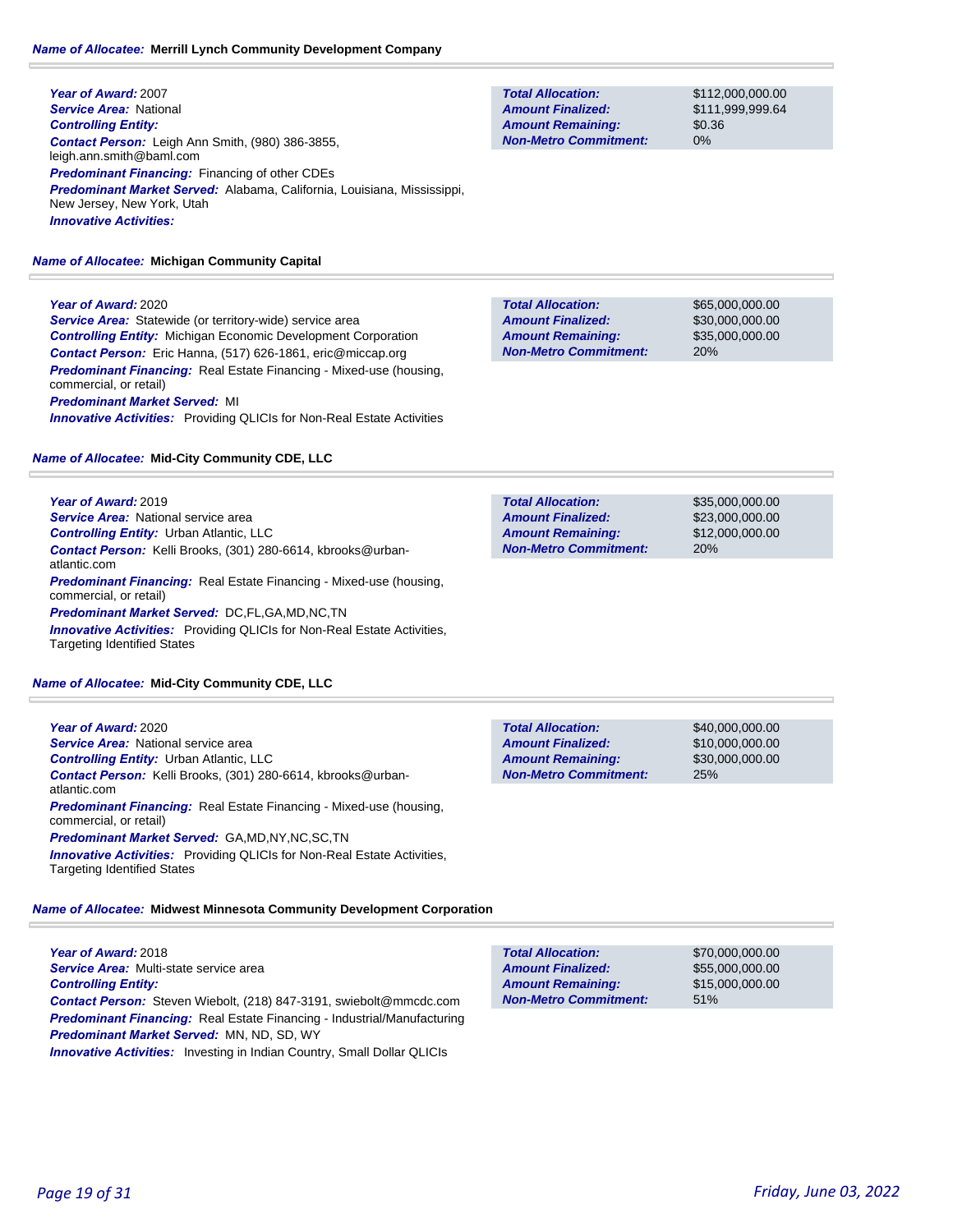**Name of Allocatee:** **Merrill Lynch Community Development Company**

**Year of Award:** 2007
**Service Area:** National
**Controlling Entity:**
**Contact Person:** Leigh Ann Smith, (980) 386-3855, leigh.ann.smith@baml.com
**Predominant Financing:** Financing of other CDEs
**Predominant Market Served:** Alabama, California, Louisiana, Mississippi, New Jersey, New York, Utah
**Innovative Activities:**

| | |
|---|---|
| **Total Allocation:** | $112,000,000.00 |
| **Amount Finalized:** | $111,999,999.64 |
| **Amount Remaining:** | $0.36 |
| **Non-Metro Commitment:** | 0% |

**Name of Allocatee:** **Michigan Community Capital**

**Year of Award:** 2020
**Service Area:** Statewide (or territory-wide) service area
**Controlling Entity:** Michigan Economic Development Corporation
**Contact Person:** Eric Hanna, (517) 626-1861, eric@miccap.org
**Predominant Financing:** Real Estate Financing - Mixed-use (housing, commercial, or retail)
**Predominant Market Served:** MI
**Innovative Activities:** Providing QLICIs for Non-Real Estate Activities

| | |
|---|---|
| **Total Allocation:** | $65,000,000.00 |
| **Amount Finalized:** | $30,000,000.00 |
| **Amount Remaining:** | $35,000,000.00 |
| **Non-Metro Commitment:** | 20% |

**Name of Allocatee:** **Mid-City Community CDE, LLC**

**Year of Award:** 2019
**Service Area:** National service area
**Controlling Entity:** Urban Atlantic, LLC
**Contact Person:** Kelli Brooks, (301) 280-6614, kbrooks@urban-atlantic.com
**Predominant Financing:** Real Estate Financing - Mixed-use (housing, commercial, or retail)
**Predominant Market Served:** DC,FL,GA,MD,NC,TN
**Innovative Activities:** Providing QLICIs for Non-Real Estate Activities, Targeting Identified States

| | |
|---|---|
| **Total Allocation:** | $35,000,000.00 |
| **Amount Finalized:** | $23,000,000.00 |
| **Amount Remaining:** | $12,000,000.00 |
| **Non-Metro Commitment:** | 20% |

**Name of Allocatee:** **Mid-City Community CDE, LLC**

**Year of Award:** 2020
**Service Area:** National service area
**Controlling Entity:** Urban Atlantic, LLC
**Contact Person:** Kelli Brooks, (301) 280-6614, kbrooks@urban-atlantic.com
**Predominant Financing:** Real Estate Financing - Mixed-use (housing, commercial, or retail)
**Predominant Market Served:** GA,MD,NY,NC,SC,TN
**Innovative Activities:** Providing QLICIs for Non-Real Estate Activities, Targeting Identified States

| | |
|---|---|
| **Total Allocation:** | $40,000,000.00 |
| **Amount Finalized:** | $10,000,000.00 |
| **Amount Remaining:** | $30,000,000.00 |
| **Non-Metro Commitment:** | 25% |

**Name of Allocatee:** **Midwest Minnesota Community Development Corporation**

**Year of Award:** 2018
**Service Area:** Multi-state service area
**Controlling Entity:**
**Contact Person:** Steven Wiebolt, (218) 847-3191, swiebolt@mmcdc.com
**Predominant Financing:** Real Estate Financing - Industrial/Manufacturing
**Predominant Market Served:** MN, ND, SD, WY
**Innovative Activities:** Investing in Indian Country, Small Dollar QLICIs

| | |
|---|---|
| **Total Allocation:** | $70,000,000.00 |
| **Amount Finalized:** | $55,000,000.00 |
| **Amount Remaining:** | $15,000,000.00 |
| **Non-Metro Commitment:** | 51% |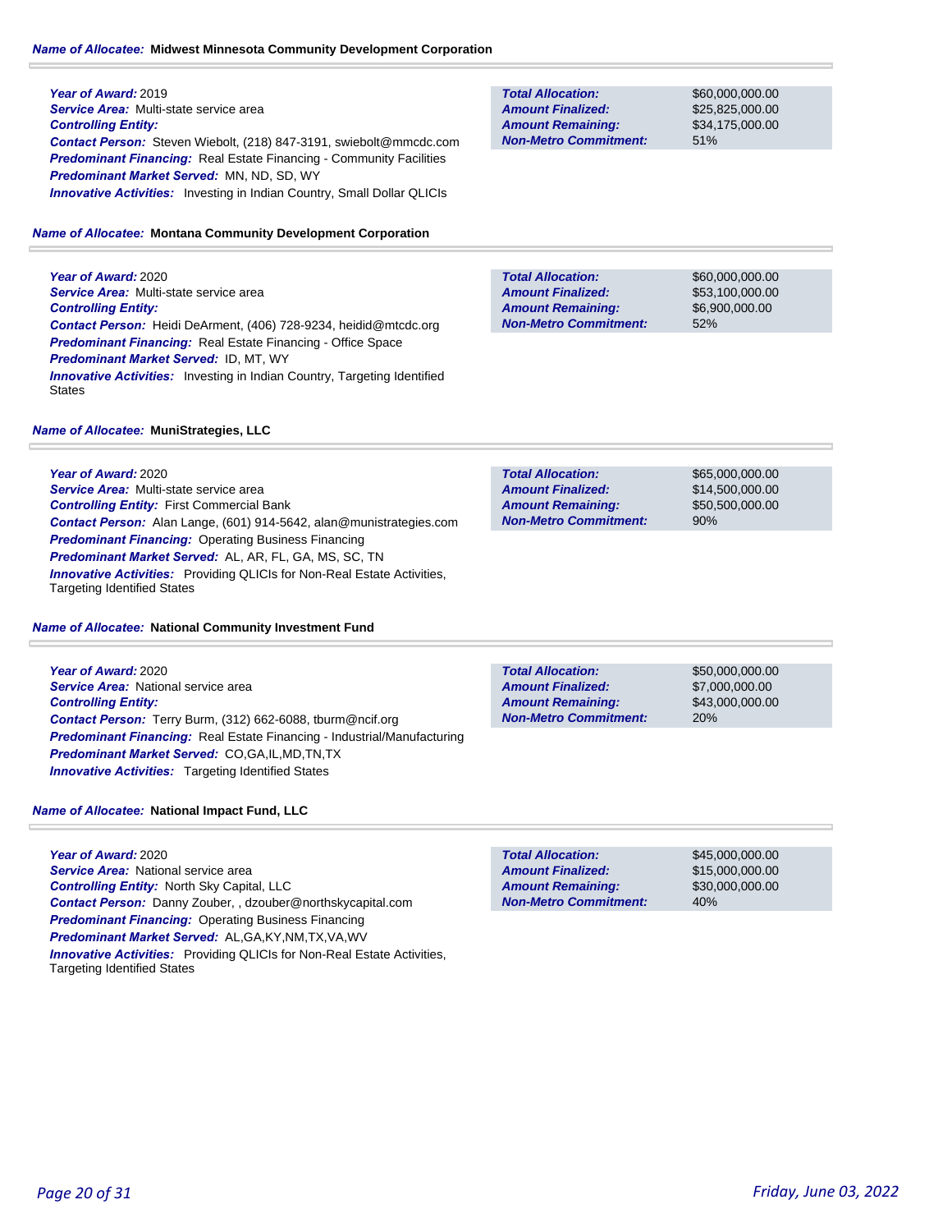**Name of Allocatee:** Midwest Minnesota Community Development Corporation

**Year of Award:** 2019
**Service Area:** Multi-state service area
**Controlling Entity:**
**Contact Person:** Steven Wiebolt, (218) 847-3191, swiebolt@mmcdc.com
**Predominant Financing:** Real Estate Financing - Community Facilities
**Predominant Market Served:** MN, ND, SD, WY
**Innovative Activities:** Investing in Indian Country, Small Dollar QLICIs

| | |
|---|---|
| **Total Allocation:** | $60,000,000.00 |
| **Amount Finalized:** | $25,825,000.00 |
| **Amount Remaining:** | $34,175,000.00 |
| **Non-Metro Commitment:** | 51% |

**Name of Allocatee:** Montana Community Development Corporation

**Year of Award:** 2020
**Service Area:** Multi-state service area
**Controlling Entity:**
**Contact Person:** Heidi DeArment, (406) 728-9234, heidid@mtcdc.org
**Predominant Financing:** Real Estate Financing - Office Space
**Predominant Market Served:** ID, MT, WY
**Innovative Activities:** Investing in Indian Country, Targeting Identified States

| | |
|---|---|
| **Total Allocation:** | $60,000,000.00 |
| **Amount Finalized:** | $53,100,000.00 |
| **Amount Remaining:** | $6,900,000.00 |
| **Non-Metro Commitment:** | 52% |

**Name of Allocatee:** MuniStrategies, LLC

**Year of Award:** 2020
**Service Area:** Multi-state service area
**Controlling Entity:** First Commercial Bank
**Contact Person:** Alan Lange, (601) 914-5642, alan@munistrategies.com
**Predominant Financing:** Operating Business Financing
**Predominant Market Served:** AL, AR, FL, GA, MS, SC, TN
**Innovative Activities:** Providing QLICIs for Non-Real Estate Activities, Targeting Identified States

| | |
|---|---|
| **Total Allocation:** | $65,000,000.00 |
| **Amount Finalized:** | $14,500,000.00 |
| **Amount Remaining:** | $50,500,000.00 |
| **Non-Metro Commitment:** | 90% |

**Name of Allocatee:** National Community Investment Fund

**Year of Award:** 2020
**Service Area:** National service area
**Controlling Entity:**
**Contact Person:** Terry Burm, (312) 662-6088, tburm@ncif.org
**Predominant Financing:** Real Estate Financing - Industrial/Manufacturing
**Predominant Market Served:** CO,GA,IL,MD,TN,TX
**Innovative Activities:** Targeting Identified States

| | |
|---|---|
| **Total Allocation:** | $50,000,000.00 |
| **Amount Finalized:** | $7,000,000.00 |
| **Amount Remaining:** | $43,000,000.00 |
| **Non-Metro Commitment:** | 20% |

**Name of Allocatee:** National Impact Fund, LLC

**Year of Award:** 2020
**Service Area:** National service area
**Controlling Entity:** North Sky Capital, LLC
**Contact Person:** Danny Zouber, , dzouber@northskycapital.com
**Predominant Financing:** Operating Business Financing
**Predominant Market Served:** AL,GA,KY,NM,TX,VA,WV
**Innovative Activities:** Providing QLICIs for Non-Real Estate Activities, Targeting Identified States

| | |
|---|---|
| **Total Allocation:** | $45,000,000.00 |
| **Amount Finalized:** | $15,000,000.00 |
| **Amount Remaining:** | $30,000,000.00 |
| **Non-Metro Commitment:** | 40% |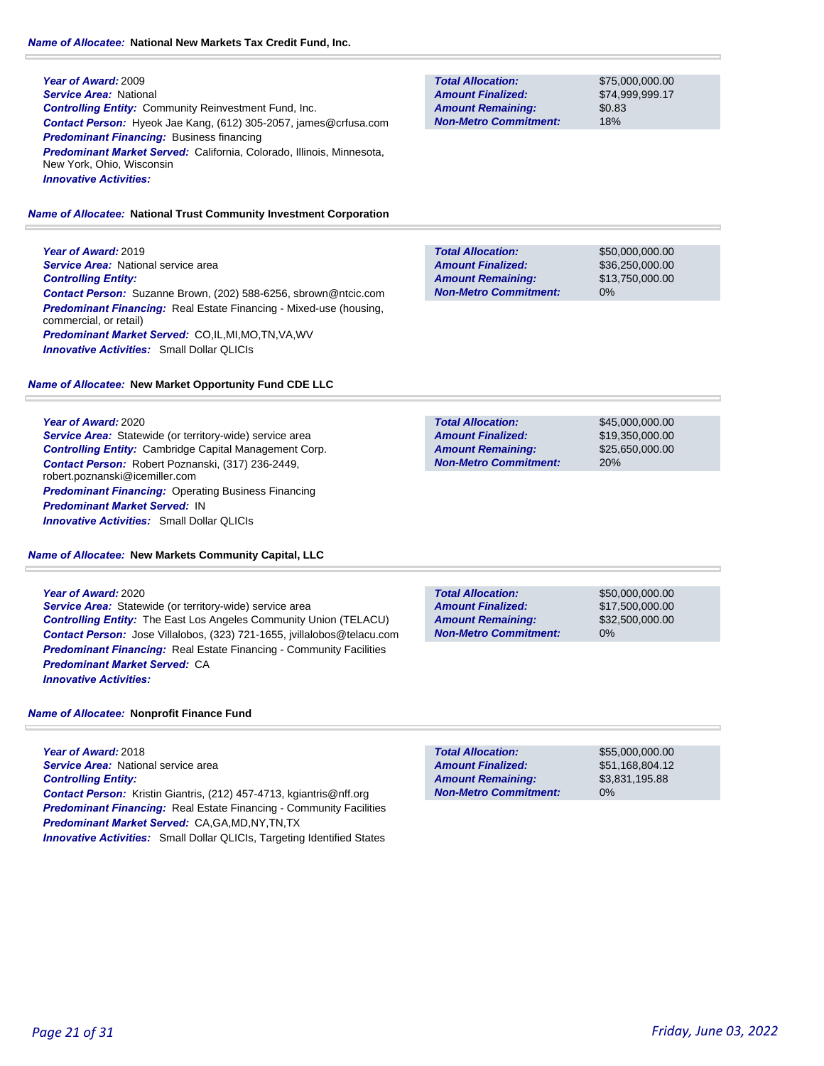**Name of Allocatee:** National New Markets Tax Credit Fund, Inc.

**Year of Award:** 2009
**Service Area:** National
**Controlling Entity:** Community Reinvestment Fund, Inc.
**Contact Person:** Hyeok Jae Kang, (612) 305-2057, james@crfusa.com
**Predominant Financing:** Business financing
**Predominant Market Served:** California, Colorado, Illinois, Minnesota, New York, Ohio, Wisconsin
**Innovative Activities:**

| | |
|---|---|
| **Total Allocation:** | $75,000,000.00 |
| **Amount Finalized:** | $74,999,999.17 |
| **Amount Remaining:** | $0.83 |
| **Non-Metro Commitment:** | 18% |

**Name of Allocatee:** National Trust Community Investment Corporation

**Year of Award:** 2019
**Service Area:** National service area
**Controlling Entity:**
**Contact Person:** Suzanne Brown, (202) 588-6256, sbrown@ntcic.com
**Predominant Financing:** Real Estate Financing - Mixed-use (housing, commercial, or retail)
**Predominant Market Served:** CO,IL,MI,MO,TN,VA,WV
**Innovative Activities:** Small Dollar QLICIs

| | |
|---|---|
| **Total Allocation:** | $50,000,000.00 |
| **Amount Finalized:** | $36,250,000.00 |
| **Amount Remaining:** | $13,750,000.00 |
| **Non-Metro Commitment:** | 0% |

**Name of Allocatee:** New Market Opportunity Fund CDE LLC

**Year of Award:** 2020
**Service Area:** Statewide (or territory-wide) service area
**Controlling Entity:** Cambridge Capital Management Corp.
**Contact Person:** Robert Poznanski, (317) 236-2449, robert.poznanski@icemiller.com
**Predominant Financing:** Operating Business Financing
**Predominant Market Served:** IN
**Innovative Activities:** Small Dollar QLICIs

| | |
|---|---|
| **Total Allocation:** | $45,000,000.00 |
| **Amount Finalized:** | $19,350,000.00 |
| **Amount Remaining:** | $25,650,000.00 |
| **Non-Metro Commitment:** | 20% |

**Name of Allocatee:** New Markets Community Capital, LLC

**Year of Award:** 2020
**Service Area:** Statewide (or territory-wide) service area
**Controlling Entity:** The East Los Angeles Community Union (TELACU)
**Contact Person:** Jose Villalobos, (323) 721-1655, jvillalobos@telacu.com
**Predominant Financing:** Real Estate Financing - Community Facilities
**Predominant Market Served:** CA
**Innovative Activities:**

| | |
|---|---|
| **Total Allocation:** | $50,000,000.00 |
| **Amount Finalized:** | $17,500,000.00 |
| **Amount Remaining:** | $32,500,000.00 |
| **Non-Metro Commitment:** | 0% |

**Name of Allocatee:** Nonprofit Finance Fund

**Year of Award:** 2018
**Service Area:** National service area
**Controlling Entity:**
**Contact Person:** Kristin Giantris, (212) 457-4713, kgiantris@nff.org
**Predominant Financing:** Real Estate Financing - Community Facilities
**Predominant Market Served:** CA,GA,MD,NY,TN,TX
**Innovative Activities:** Small Dollar QLICIs, Targeting Identified States

| | |
|---|---|
| **Total Allocation:** | $55,000,000.00 |
| **Amount Finalized:** | $51,168,804.12 |
| **Amount Remaining:** | $3,831,195.88 |
| **Non-Metro Commitment:** | 0% |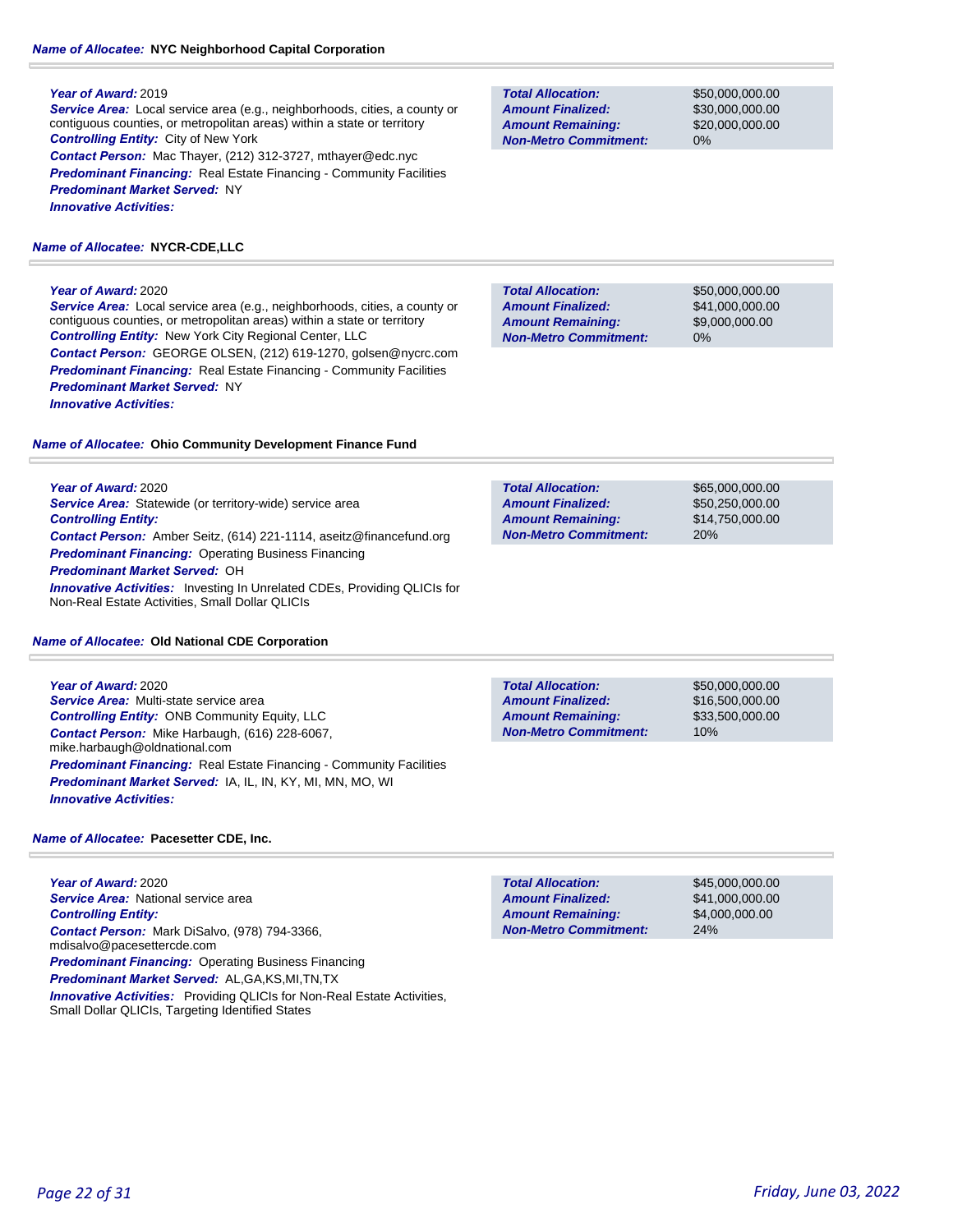**Name of Allocatee:** **NYC Neighborhood Capital Corporation**

**Year of Award:** 2019
**Service Area:** Local service area (e.g., neighborhoods, cities, a county or contiguous counties, or metropolitan areas) within a state or territory
**Controlling Entity:** City of New York
**Contact Person:** Mac Thayer, (212) 312-3727, mthayer@edc.nyc
**Predominant Financing:** Real Estate Financing - Community Facilities
**Predominant Market Served:** NY
**Innovative Activities:**

| | |
|---|---|
| **Total Allocation:** | $50,000,000.00 |
| **Amount Finalized:** | $30,000,000.00 |
| **Amount Remaining:** | $20,000,000.00 |
| **Non-Metro Commitment:** | 0% |

**Name of Allocatee:** **NYCR-CDE,LLC**

**Year of Award:** 2020
**Service Area:** Local service area (e.g., neighborhoods, cities, a county or contiguous counties, or metropolitan areas) within a state or territory
**Controlling Entity:** New York City Regional Center, LLC
**Contact Person:** GEORGE OLSEN, (212) 619-1270, golsen@nycrc.com
**Predominant Financing:** Real Estate Financing - Community Facilities
**Predominant Market Served:** NY
**Innovative Activities:**

| | |
|---|---|
| **Total Allocation:** | $50,000,000.00 |
| **Amount Finalized:** | $41,000,000.00 |
| **Amount Remaining:** | $9,000,000.00 |
| **Non-Metro Commitment:** | 0% |

**Name of Allocatee:** **Ohio Community Development Finance Fund**

**Year of Award:** 2020
**Service Area:** Statewide (or territory-wide) service area
**Controlling Entity:**
**Contact Person:** Amber Seitz, (614) 221-1114, aseitz@financefund.org
**Predominant Financing:** Operating Business Financing
**Predominant Market Served:** OH
**Innovative Activities:** Investing In Unrelated CDEs, Providing QLICIs for Non-Real Estate Activities, Small Dollar QLICIs

| | |
|---|---|
| **Total Allocation:** | $65,000,000.00 |
| **Amount Finalized:** | $50,250,000.00 |
| **Amount Remaining:** | $14,750,000.00 |
| **Non-Metro Commitment:** | 20% |

**Name of Allocatee:** **Old National CDE Corporation**

**Year of Award:** 2020
**Service Area:** Multi-state service area
**Controlling Entity:** ONB Community Equity, LLC
**Contact Person:** Mike Harbaugh, (616) 228-6067, mike.harbaugh@oldnational.com
**Predominant Financing:** Real Estate Financing - Community Facilities
**Predominant Market Served:** IA, IL, IN, KY, MI, MN, MO, WI
**Innovative Activities:**

| | |
|---|---|
| **Total Allocation:** | $50,000,000.00 |
| **Amount Finalized:** | $16,500,000.00 |
| **Amount Remaining:** | $33,500,000.00 |
| **Non-Metro Commitment:** | 10% |

**Name of Allocatee:** **Pacesetter CDE, Inc.**

**Year of Award:** 2020
**Service Area:** National service area
**Controlling Entity:**
**Contact Person:** Mark DiSalvo, (978) 794-3366, mdisalvo@pacesettercde.com
**Predominant Financing:** Operating Business Financing
**Predominant Market Served:** AL,GA,KS,MI,TN,TX
**Innovative Activities:** Providing QLICIs for Non-Real Estate Activities, Small Dollar QLICIs, Targeting Identified States

| | |
|---|---|
| **Total Allocation:** | $45,000,000.00 |
| **Amount Finalized:** | $41,000,000.00 |
| **Amount Remaining:** | $4,000,000.00 |
| **Non-Metro Commitment:** | 24% |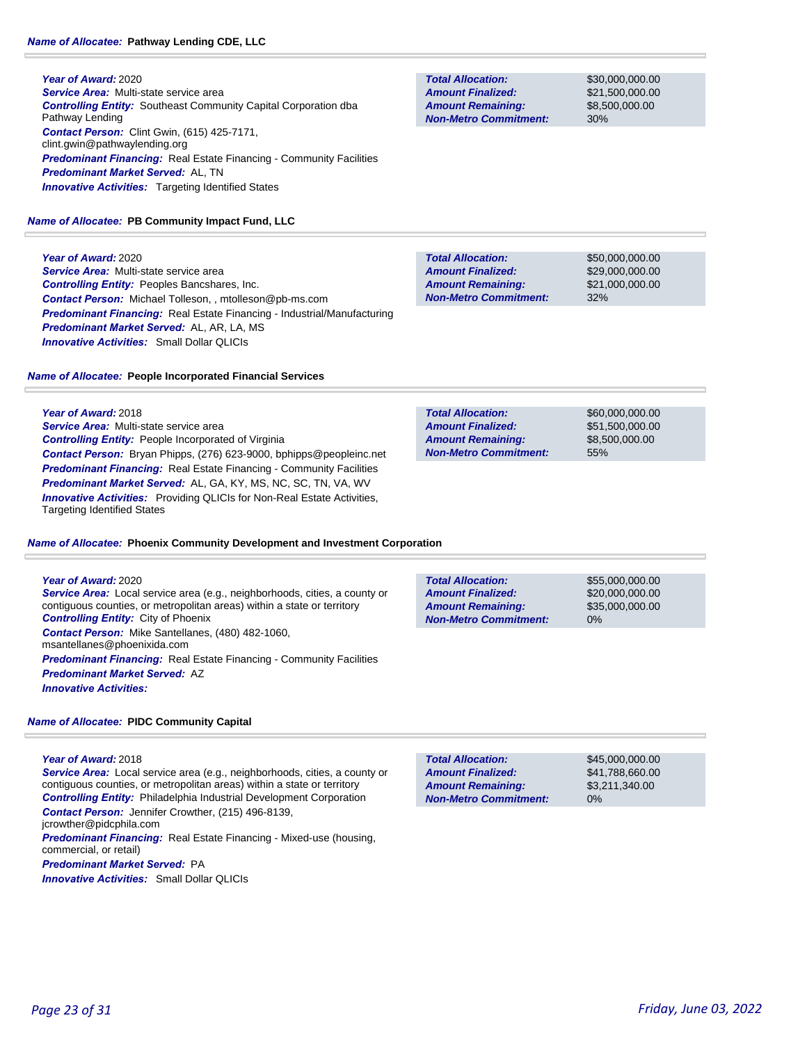### Name of Allocatee: Pathway Lending CDE, LLC

***Year of Award:*** 2020
***Service Area:*** Multi-state service area
***Controlling Entity:*** Southeast Community Capital Corporation dba Pathway Lending
***Contact Person:*** Clint Gwin, (615) 425-7171, clint.gwin@pathwaylending.org
***Predominant Financing:*** Real Estate Financing - Community Facilities
***Predominant Market Served:*** AL, TN
***Innovative Activities:*** Targeting Identified States

| | |
|---|---|
| ***Total Allocation:*** | $30,000,000.00 |
| ***Amount Finalized:*** | $21,500,000.00 |
| ***Amount Remaining:*** | $8,500,000.00 |
| ***Non-Metro Commitment:*** | 30% |

### Name of Allocatee: PB Community Impact Fund, LLC

***Year of Award:*** 2020
***Service Area:*** Multi-state service area
***Controlling Entity:*** Peoples Bancshares, Inc.
***Contact Person:*** Michael Tolleson, , mtolleson@pb-ms.com
***Predominant Financing:*** Real Estate Financing - Industrial/Manufacturing
***Predominant Market Served:*** AL, AR, LA, MS
***Innovative Activities:*** Small Dollar QLICIs

| | |
|---|---|
| ***Total Allocation:*** | $50,000,000.00 |
| ***Amount Finalized:*** | $29,000,000.00 |
| ***Amount Remaining:*** | $21,000,000.00 |
| ***Non-Metro Commitment:*** | 32% |

### Name of Allocatee: People Incorporated Financial Services

***Year of Award:*** 2018
***Service Area:*** Multi-state service area
***Controlling Entity:*** People Incorporated of Virginia
***Contact Person:*** Bryan Phipps, (276) 623-9000, bphipps@peopleinc.net
***Predominant Financing:*** Real Estate Financing - Community Facilities
***Predominant Market Served:*** AL, GA, KY, MS, NC, SC, TN, VA, WV
***Innovative Activities:*** Providing QLICIs for Non-Real Estate Activities, Targeting Identified States

| | |
|---|---|
| ***Total Allocation:*** | $60,000,000.00 |
| ***Amount Finalized:*** | $51,500,000.00 |
| ***Amount Remaining:*** | $8,500,000.00 |
| ***Non-Metro Commitment:*** | 55% |

### Name of Allocatee: Phoenix Community Development and Investment Corporation

***Year of Award:*** 2020
***Service Area:*** Local service area (e.g., neighborhoods, cities, a county or contiguous counties, or metropolitan areas) within a state or territory
***Controlling Entity:*** City of Phoenix
***Contact Person:*** Mike Santellanes, (480) 482-1060, msantellanes@phoenixida.com
***Predominant Financing:*** Real Estate Financing - Community Facilities
***Predominant Market Served:*** AZ
***Innovative Activities:***

| | |
|---|---|
| ***Total Allocation:*** | $55,000,000.00 |
| ***Amount Finalized:*** | $20,000,000.00 |
| ***Amount Remaining:*** | $35,000,000.00 |
| ***Non-Metro Commitment:*** | 0% |

### Name of Allocatee: PIDC Community Capital

***Year of Award:*** 2018
***Service Area:*** Local service area (e.g., neighborhoods, cities, a county or contiguous counties, or metropolitan areas) within a state or territory
***Controlling Entity:*** Philadelphia Industrial Development Corporation
***Contact Person:*** Jennifer Crowther, (215) 496-8139, jcrowther@pidcphila.com
***Predominant Financing:*** Real Estate Financing - Mixed-use (housing, commercial, or retail)
***Predominant Market Served:*** PA
***Innovative Activities:*** Small Dollar QLICIs

| | |
|---|---|
| ***Total Allocation:*** | $45,000,000.00 |
| ***Amount Finalized:*** | $41,788,660.00 |
| ***Amount Remaining:*** | $3,211,340.00 |
| ***Non-Metro Commitment:*** | 0% |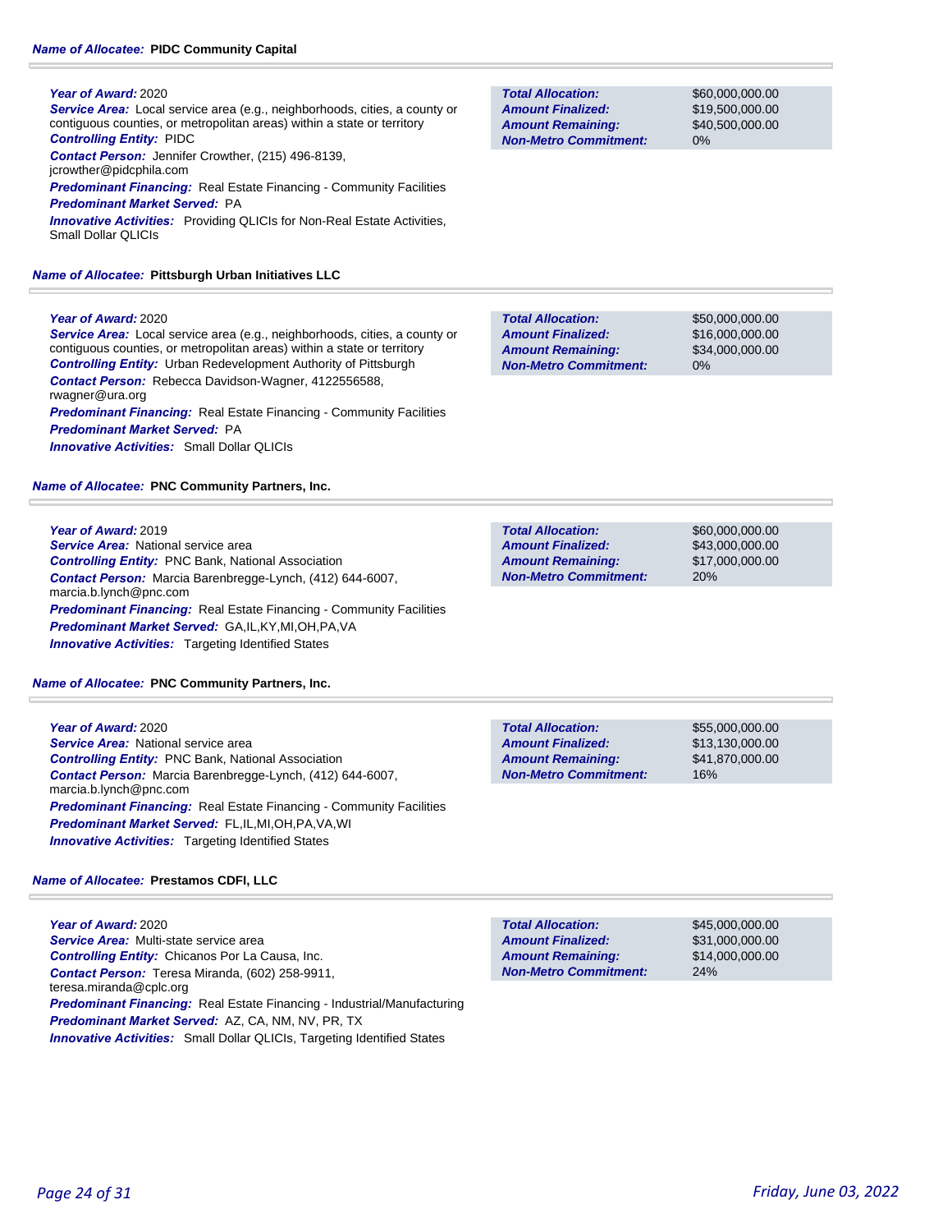**Name of Allocatee:** **PIDC Community Capital**

**Year of Award:** 2020
**Service Area:** Local service area (e.g., neighborhoods, cities, a county or contiguous counties, or metropolitan areas) within a state or territory
**Controlling Entity:** PIDC
**Contact Person:** Jennifer Crowther, (215) 496-8139, jcrowther@pidcphila.com
**Predominant Financing:** Real Estate Financing - Community Facilities
**Predominant Market Served:** PA
**Innovative Activities:** Providing QLICIs for Non-Real Estate Activities, Small Dollar QLICIs

| | |
|---|---|
| **Total Allocation:** | $60,000,000.00 |
| **Amount Finalized:** | $19,500,000.00 |
| **Amount Remaining:** | $40,500,000.00 |
| **Non-Metro Commitment:** | 0% |

**Name of Allocatee:** **Pittsburgh Urban Initiatives LLC**

**Year of Award:** 2020
**Service Area:** Local service area (e.g., neighborhoods, cities, a county or contiguous counties, or metropolitan areas) within a state or territory
**Controlling Entity:** Urban Redevelopment Authority of Pittsburgh
**Contact Person:** Rebecca Davidson-Wagner, 4122556588, rwagner@ura.org
**Predominant Financing:** Real Estate Financing - Community Facilities
**Predominant Market Served:** PA
**Innovative Activities:** Small Dollar QLICIs

| | |
|---|---|
| **Total Allocation:** | $50,000,000.00 |
| **Amount Finalized:** | $16,000,000.00 |
| **Amount Remaining:** | $34,000,000.00 |
| **Non-Metro Commitment:** | 0% |

**Name of Allocatee:** **PNC Community Partners, Inc.**

**Year of Award:** 2019
**Service Area:** National service area
**Controlling Entity:** PNC Bank, National Association
**Contact Person:** Marcia Barenbregge-Lynch, (412) 644-6007, marcia.b.lynch@pnc.com
**Predominant Financing:** Real Estate Financing - Community Facilities
**Predominant Market Served:** GA,IL,KY,MI,OH,PA,VA
**Innovative Activities:** Targeting Identified States

| | |
|---|---|
| **Total Allocation:** | $60,000,000.00 |
| **Amount Finalized:** | $43,000,000.00 |
| **Amount Remaining:** | $17,000,000.00 |
| **Non-Metro Commitment:** | 20% |

**Name of Allocatee:** **PNC Community Partners, Inc.**

**Year of Award:** 2020
**Service Area:** National service area
**Controlling Entity:** PNC Bank, National Association
**Contact Person:** Marcia Barenbregge-Lynch, (412) 644-6007, marcia.b.lynch@pnc.com
**Predominant Financing:** Real Estate Financing - Community Facilities
**Predominant Market Served:** FL,IL,MI,OH,PA,VA,WI
**Innovative Activities:** Targeting Identified States

| | |
|---|---|
| **Total Allocation:** | $55,000,000.00 |
| **Amount Finalized:** | $13,130,000.00 |
| **Amount Remaining:** | $41,870,000.00 |
| **Non-Metro Commitment:** | 16% |

**Name of Allocatee:** **Prestamos CDFI, LLC**

**Year of Award:** 2020
**Service Area:** Multi-state service area
**Controlling Entity:** Chicanos Por La Causa, Inc.
**Contact Person:** Teresa Miranda, (602) 258-9911, teresa.miranda@cplc.org
**Predominant Financing:** Real Estate Financing - Industrial/Manufacturing
**Predominant Market Served:** AZ, CA, NM, NV, PR, TX
**Innovative Activities:** Small Dollar QLICIs, Targeting Identified States

| | |
|---|---|
| **Total Allocation:** | $45,000,000.00 |
| **Amount Finalized:** | $31,000,000.00 |
| **Amount Remaining:** | $14,000,000.00 |
| **Non-Metro Commitment:** | 24% |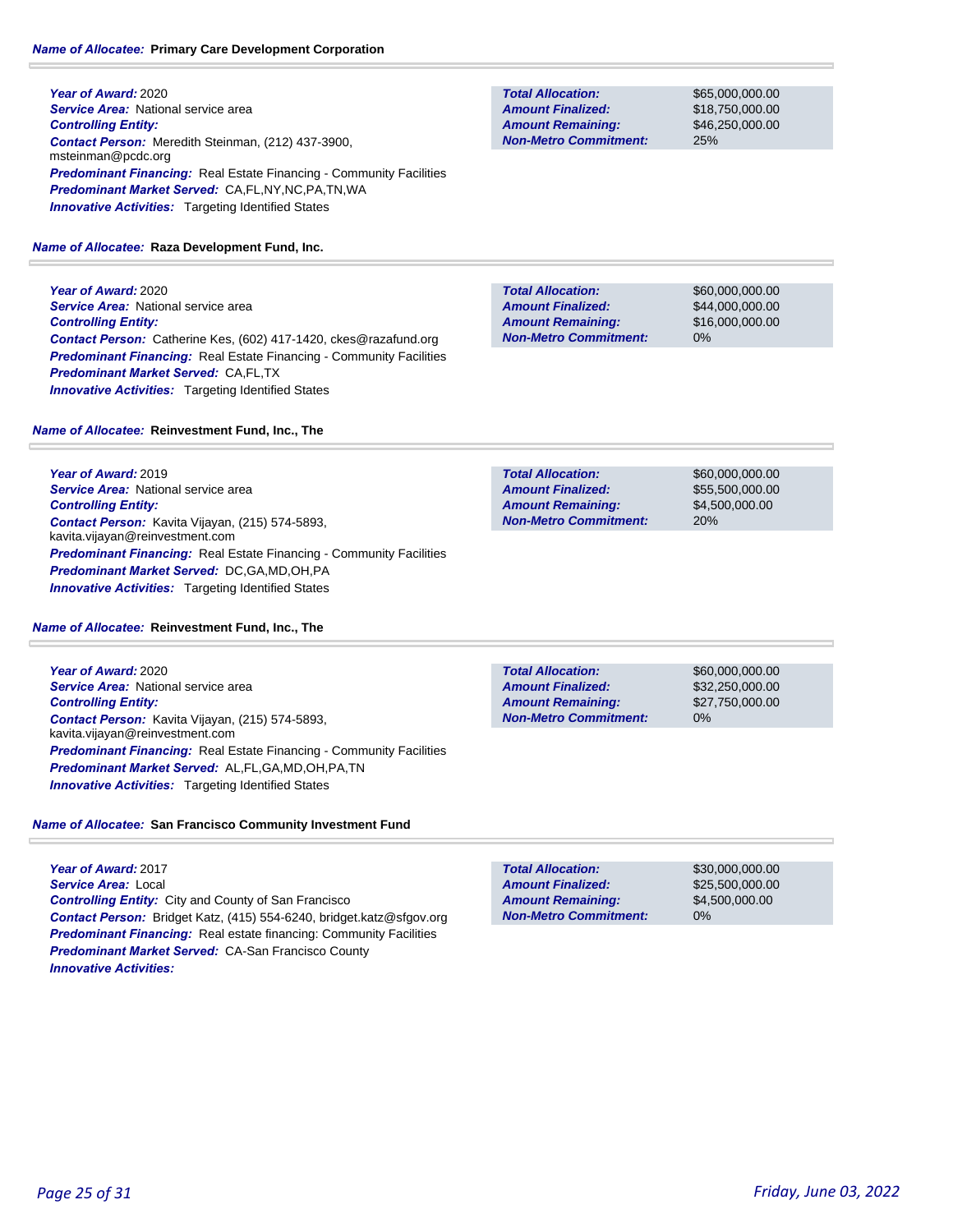**Name of Allocatee:** **Primary Care Development Corporation**

**Year of Award:** 2020
**Service Area:** National service area
**Controlling Entity:**
**Contact Person:** Meredith Steinman, (212) 437-3900, msteinman@pcdc.org
**Predominant Financing:** Real Estate Financing - Community Facilities
**Predominant Market Served:** CA,FL,NY,NC,PA,TN,WA
**Innovative Activities:** Targeting Identified States

| | |
|---|---|
| **Total Allocation:** | $65,000,000.00 |
| **Amount Finalized:** | $18,750,000.00 |
| **Amount Remaining:** | $46,250,000.00 |
| **Non-Metro Commitment:** | 25% |

**Name of Allocatee:** **Raza Development Fund, Inc.**

**Year of Award:** 2020
**Service Area:** National service area
**Controlling Entity:**
**Contact Person:** Catherine Kes, (602) 417-1420, ckes@razafund.org
**Predominant Financing:** Real Estate Financing - Community Facilities
**Predominant Market Served:** CA,FL,TX
**Innovative Activities:** Targeting Identified States

| | |
|---|---|
| **Total Allocation:** | $60,000,000.00 |
| **Amount Finalized:** | $44,000,000.00 |
| **Amount Remaining:** | $16,000,000.00 |
| **Non-Metro Commitment:** | 0% |

**Name of Allocatee:** **Reinvestment Fund, Inc., The**

**Year of Award:** 2019
**Service Area:** National service area
**Controlling Entity:**
**Contact Person:** Kavita Vijayan, (215) 574-5893, kavita.vijayan@reinvestment.com
**Predominant Financing:** Real Estate Financing - Community Facilities
**Predominant Market Served:** DC,GA,MD,OH,PA
**Innovative Activities:** Targeting Identified States

| | |
|---|---|
| **Total Allocation:** | $60,000,000.00 |
| **Amount Finalized:** | $55,500,000.00 |
| **Amount Remaining:** | $4,500,000.00 |
| **Non-Metro Commitment:** | 20% |

**Name of Allocatee:** **Reinvestment Fund, Inc., The**

**Year of Award:** 2020
**Service Area:** National service area
**Controlling Entity:**
**Contact Person:** Kavita Vijayan, (215) 574-5893, kavita.vijayan@reinvestment.com
**Predominant Financing:** Real Estate Financing - Community Facilities
**Predominant Market Served:** AL,FL,GA,MD,OH,PA,TN
**Innovative Activities:** Targeting Identified States

| | |
|---|---|
| **Total Allocation:** | $60,000,000.00 |
| **Amount Finalized:** | $32,250,000.00 |
| **Amount Remaining:** | $27,750,000.00 |
| **Non-Metro Commitment:** | 0% |

**Name of Allocatee:** **San Francisco Community Investment Fund**

**Year of Award:** 2017
**Service Area:** Local
**Controlling Entity:** City and County of San Francisco
**Contact Person:** Bridget Katz, (415) 554-6240, bridget.katz@sfgov.org
**Predominant Financing:** Real estate financing: Community Facilities
**Predominant Market Served:** CA-San Francisco County
**Innovative Activities:**

| | |
|---|---|
| **Total Allocation:** | $30,000,000.00 |
| **Amount Finalized:** | $25,500,000.00 |
| **Amount Remaining:** | $4,500,000.00 |
| **Non-Metro Commitment:** | 0% |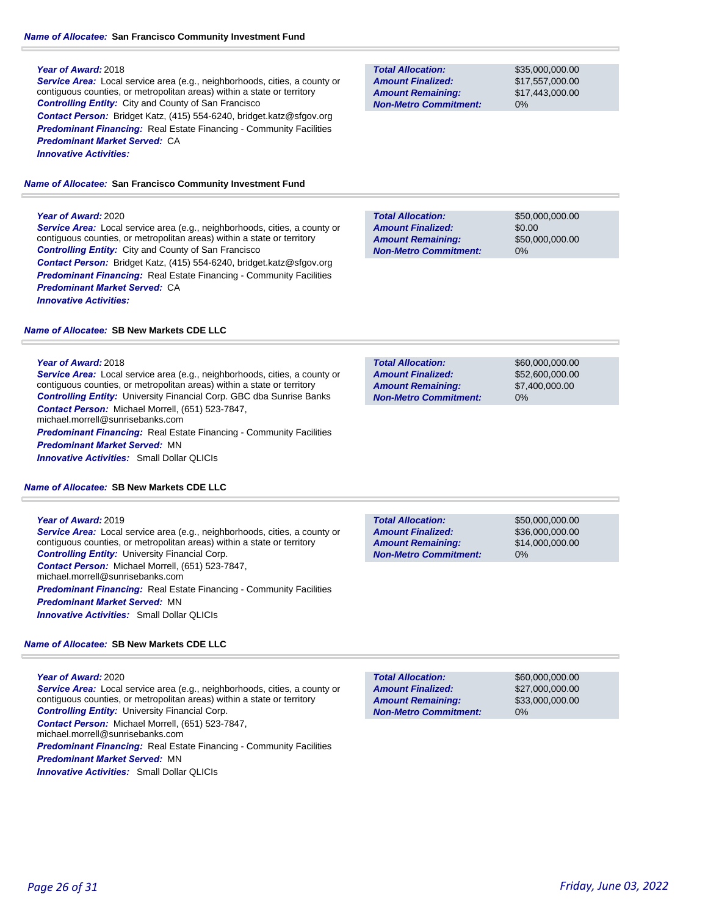**Name of Allocatee:** **San Francisco Community Investment Fund**

***Year of Award:*** 2018
***Service Area:*** Local service area (e.g., neighborhoods, cities, a county or contiguous counties, or metropolitan areas) within a state or territory
***Controlling Entity:*** City and County of San Francisco
***Contact Person:*** Bridget Katz, (415) 554-6240, bridget.katz@sfgov.org
***Predominant Financing:*** Real Estate Financing - Community Facilities
***Predominant Market Served:*** CA
***Innovative Activities:***

| | |
|---|---|
| ***Total Allocation:*** | $35,000,000.00 |
| ***Amount Finalized:*** | $17,557,000.00 |
| ***Amount Remaining:*** | $17,443,000.00 |
| ***Non-Metro Commitment:*** | 0% |

**Name of Allocatee:** **San Francisco Community Investment Fund**

***Year of Award:*** 2020
***Service Area:*** Local service area (e.g., neighborhoods, cities, a county or contiguous counties, or metropolitan areas) within a state or territory
***Controlling Entity:*** City and County of San Francisco
***Contact Person:*** Bridget Katz, (415) 554-6240, bridget.katz@sfgov.org
***Predominant Financing:*** Real Estate Financing - Community Facilities
***Predominant Market Served:*** CA
***Innovative Activities:***

| | |
|---|---|
| ***Total Allocation:*** | $50,000,000.00 |
| ***Amount Finalized:*** | $0.00 |
| ***Amount Remaining:*** | $50,000,000.00 |
| ***Non-Metro Commitment:*** | 0% |

**Name of Allocatee:** **SB New Markets CDE LLC**

***Year of Award:*** 2018
***Service Area:*** Local service area (e.g., neighborhoods, cities, a county or contiguous counties, or metropolitan areas) within a state or territory
***Controlling Entity:*** University Financial Corp. GBC dba Sunrise Banks
***Contact Person:*** Michael Morrell, (651) 523-7847, michael.morrell@sunrisebanks.com
***Predominant Financing:*** Real Estate Financing - Community Facilities
***Predominant Market Served:*** MN
***Innovative Activities:*** Small Dollar QLICIs

| | |
|---|---|
| ***Total Allocation:*** | $60,000,000.00 |
| ***Amount Finalized:*** | $52,600,000.00 |
| ***Amount Remaining:*** | $7,400,000.00 |
| ***Non-Metro Commitment:*** | 0% |

**Name of Allocatee:** **SB New Markets CDE LLC**

***Year of Award:*** 2019
***Service Area:*** Local service area (e.g., neighborhoods, cities, a county or contiguous counties, or metropolitan areas) within a state or territory
***Controlling Entity:*** University Financial Corp.
***Contact Person:*** Michael Morrell, (651) 523-7847, michael.morrell@sunrisebanks.com
***Predominant Financing:*** Real Estate Financing - Community Facilities
***Predominant Market Served:*** MN
***Innovative Activities:*** Small Dollar QLICIs

| | |
|---|---|
| ***Total Allocation:*** | $50,000,000.00 |
| ***Amount Finalized:*** | $36,000,000.00 |
| ***Amount Remaining:*** | $14,000,000.00 |
| ***Non-Metro Commitment:*** | 0% |

**Name of Allocatee:** **SB New Markets CDE LLC**

***Year of Award:*** 2020
***Service Area:*** Local service area (e.g., neighborhoods, cities, a county or contiguous counties, or metropolitan areas) within a state or territory
***Controlling Entity:*** University Financial Corp.
***Contact Person:*** Michael Morrell, (651) 523-7847, michael.morrell@sunrisebanks.com
***Predominant Financing:*** Real Estate Financing - Community Facilities
***Predominant Market Served:*** MN
***Innovative Activities:*** Small Dollar QLICIs

| | |
|---|---|
| ***Total Allocation:*** | $60,000,000.00 |
| ***Amount Finalized:*** | $27,000,000.00 |
| ***Amount Remaining:*** | $33,000,000.00 |
| ***Non-Metro Commitment:*** | 0% |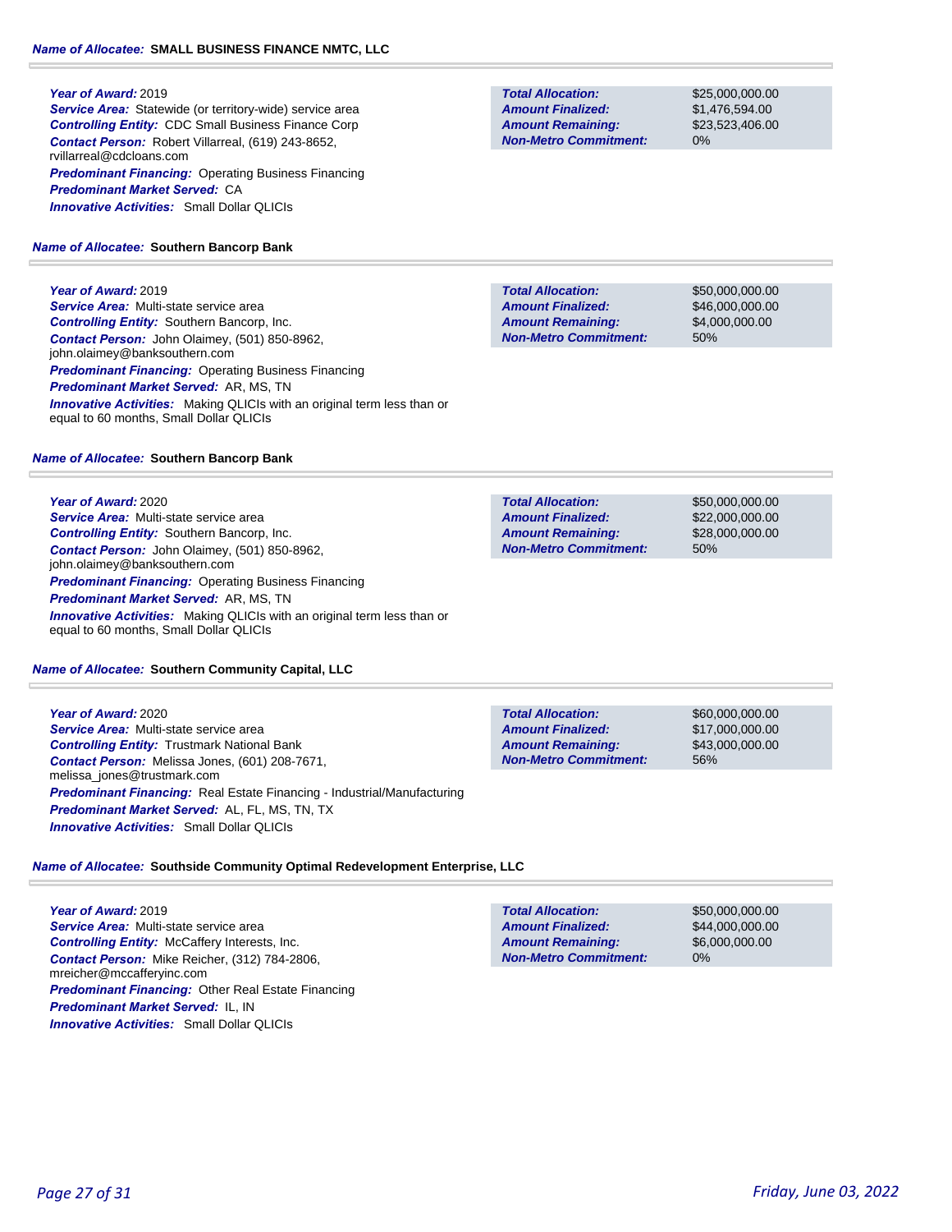**Name of Allocatee:** **SMALL BUSINESS FINANCE NMTC, LLC**

**Year of Award:** 2019
**Service Area:** Statewide (or territory-wide) service area
**Controlling Entity:** CDC Small Business Finance Corp
**Contact Person:** Robert Villarreal, (619) 243-8652, rvillarreal@cdcloans.com
**Predominant Financing:** Operating Business Financing
**Predominant Market Served:** CA
**Innovative Activities:** Small Dollar QLICIs

| | |
|---|---|
| **Total Allocation:** | $25,000,000.00 |
| **Amount Finalized:** | $1,476,594.00 |
| **Amount Remaining:** | $23,523,406.00 |
| **Non-Metro Commitment:** | 0% |

**Name of Allocatee:** **Southern Bancorp Bank**

**Year of Award:** 2019
**Service Area:** Multi-state service area
**Controlling Entity:** Southern Bancorp, Inc.
**Contact Person:** John Olaimey, (501) 850-8962, john.olaimey@banksouthern.com
**Predominant Financing:** Operating Business Financing
**Predominant Market Served:** AR, MS, TN
**Innovative Activities:** Making QLICIs with an original term less than or equal to 60 months, Small Dollar QLICIs

| | |
|---|---|
| **Total Allocation:** | $50,000,000.00 |
| **Amount Finalized:** | $46,000,000.00 |
| **Amount Remaining:** | $4,000,000.00 |
| **Non-Metro Commitment:** | 50% |

**Name of Allocatee:** **Southern Bancorp Bank**

**Year of Award:** 2020
**Service Area:** Multi-state service area
**Controlling Entity:** Southern Bancorp, Inc.
**Contact Person:** John Olaimey, (501) 850-8962, john.olaimey@banksouthern.com
**Predominant Financing:** Operating Business Financing
**Predominant Market Served:** AR, MS, TN
**Innovative Activities:** Making QLICIs with an original term less than or equal to 60 months, Small Dollar QLICIs

| | |
|---|---|
| **Total Allocation:** | $50,000,000.00 |
| **Amount Finalized:** | $22,000,000.00 |
| **Amount Remaining:** | $28,000,000.00 |
| **Non-Metro Commitment:** | 50% |

**Name of Allocatee:** **Southern Community Capital, LLC**

**Year of Award:** 2020
**Service Area:** Multi-state service area
**Controlling Entity:** Trustmark National Bank
**Contact Person:** Melissa Jones, (601) 208-7671, melissa_jones@trustmark.com
**Predominant Financing:** Real Estate Financing - Industrial/Manufacturing
**Predominant Market Served:** AL, FL, MS, TN, TX
**Innovative Activities:** Small Dollar QLICIs

| | |
|---|---|
| **Total Allocation:** | $60,000,000.00 |
| **Amount Finalized:** | $17,000,000.00 |
| **Amount Remaining:** | $43,000,000.00 |
| **Non-Metro Commitment:** | 56% |

**Name of Allocatee:** **Southside Community Optimal Redevelopment Enterprise, LLC**

**Year of Award:** 2019
**Service Area:** Multi-state service area
**Controlling Entity:** McCaffery Interests, Inc.
**Contact Person:** Mike Reicher, (312) 784-2806, mreicher@mccafferyinc.com
**Predominant Financing:** Other Real Estate Financing
**Predominant Market Served:** IL, IN
**Innovative Activities:** Small Dollar QLICIs

| | |
|---|---|
| **Total Allocation:** | $50,000,000.00 |
| **Amount Finalized:** | $44,000,000.00 |
| **Amount Remaining:** | $6,000,000.00 |
| **Non-Metro Commitment:** | 0% |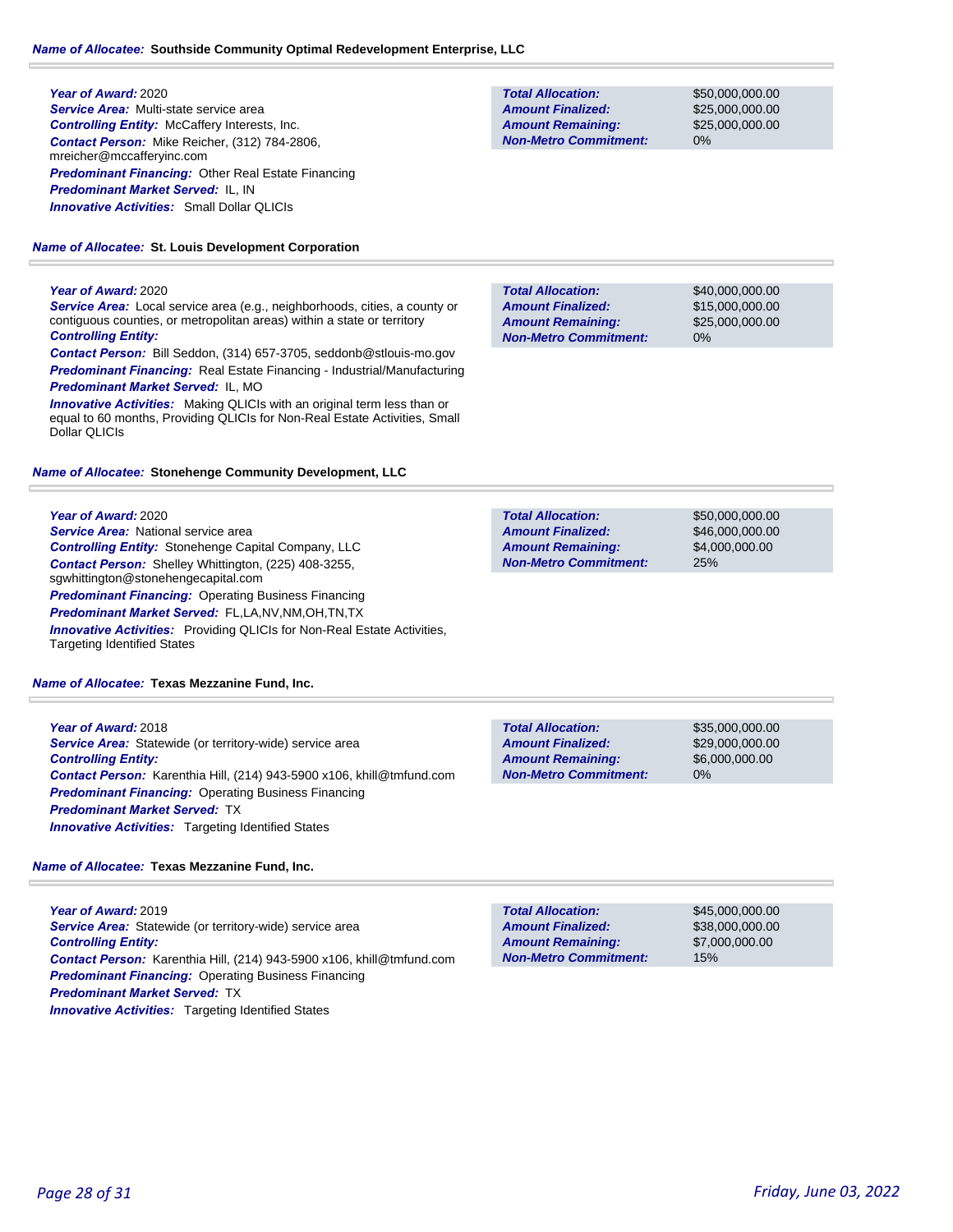**Name of Allocatee:** **Southside Community Optimal Redevelopment Enterprise, LLC**

***Year of Award:*** 2020
***Service Area:*** Multi-state service area
***Controlling Entity:*** McCaffery Interests, Inc.
***Contact Person:*** Mike Reicher, (312) 784-2806, mreicher@mccafferyinc.com
***Predominant Financing:*** Other Real Estate Financing
***Predominant Market Served:*** IL, IN
***Innovative Activities:*** Small Dollar QLICIs

| | |
|---|---|
| **Total Allocation:** | $50,000,000.00 |
| **Amount Finalized:** | $25,000,000.00 |
| **Amount Remaining:** | $25,000,000.00 |
| **Non-Metro Commitment:** | 0% |

**Name of Allocatee:** **St. Louis Development Corporation**

***Year of Award:*** 2020
***Service Area:*** Local service area (e.g., neighborhoods, cities, a county or contiguous counties, or metropolitan areas) within a state or territory
***Controlling Entity:***
***Contact Person:*** Bill Seddon, (314) 657-3705, seddonb@stlouis-mo.gov
***Predominant Financing:*** Real Estate Financing - Industrial/Manufacturing
***Predominant Market Served:*** IL, MO
***Innovative Activities:*** Making QLICIs with an original term less than or equal to 60 months, Providing QLICIs for Non-Real Estate Activities, Small Dollar QLICIs

| | |
|---|---|
| **Total Allocation:** | $40,000,000.00 |
| **Amount Finalized:** | $15,000,000.00 |
| **Amount Remaining:** | $25,000,000.00 |
| **Non-Metro Commitment:** | 0% |

**Name of Allocatee:** **Stonehenge Community Development, LLC**

***Year of Award:*** 2020
***Service Area:*** National service area
***Controlling Entity:*** Stonehenge Capital Company, LLC
***Contact Person:*** Shelley Whittington, (225) 408-3255, sgwhittington@stonehengecapital.com
***Predominant Financing:*** Operating Business Financing
***Predominant Market Served:*** FL,LA,NV,NM,OH,TN,TX
***Innovative Activities:*** Providing QLICIs for Non-Real Estate Activities, Targeting Identified States

| | |
|---|---|
| **Total Allocation:** | $50,000,000.00 |
| **Amount Finalized:** | $46,000,000.00 |
| **Amount Remaining:** | $4,000,000.00 |
| **Non-Metro Commitment:** | 25% |

**Name of Allocatee:** **Texas Mezzanine Fund, Inc.**

***Year of Award:*** 2018
***Service Area:*** Statewide (or territory-wide) service area
***Controlling Entity:***
***Contact Person:*** Karenthia Hill, (214) 943-5900 x106, khill@tmfund.com
***Predominant Financing:*** Operating Business Financing
***Predominant Market Served:*** TX
***Innovative Activities:*** Targeting Identified States

| | |
|---|---|
| **Total Allocation:** | $35,000,000.00 |
| **Amount Finalized:** | $29,000,000.00 |
| **Amount Remaining:** | $6,000,000.00 |
| **Non-Metro Commitment:** | 0% |

**Name of Allocatee:** **Texas Mezzanine Fund, Inc.**

***Year of Award:*** 2019
***Service Area:*** Statewide (or territory-wide) service area
***Controlling Entity:***
***Contact Person:*** Karenthia Hill, (214) 943-5900 x106, khill@tmfund.com
***Predominant Financing:*** Operating Business Financing
***Predominant Market Served:*** TX
***Innovative Activities:*** Targeting Identified States

| | |
|---|---|
| **Total Allocation:** | $45,000,000.00 |
| **Amount Finalized:** | $38,000,000.00 |
| **Amount Remaining:** | $7,000,000.00 |
| **Non-Metro Commitment:** | 15% |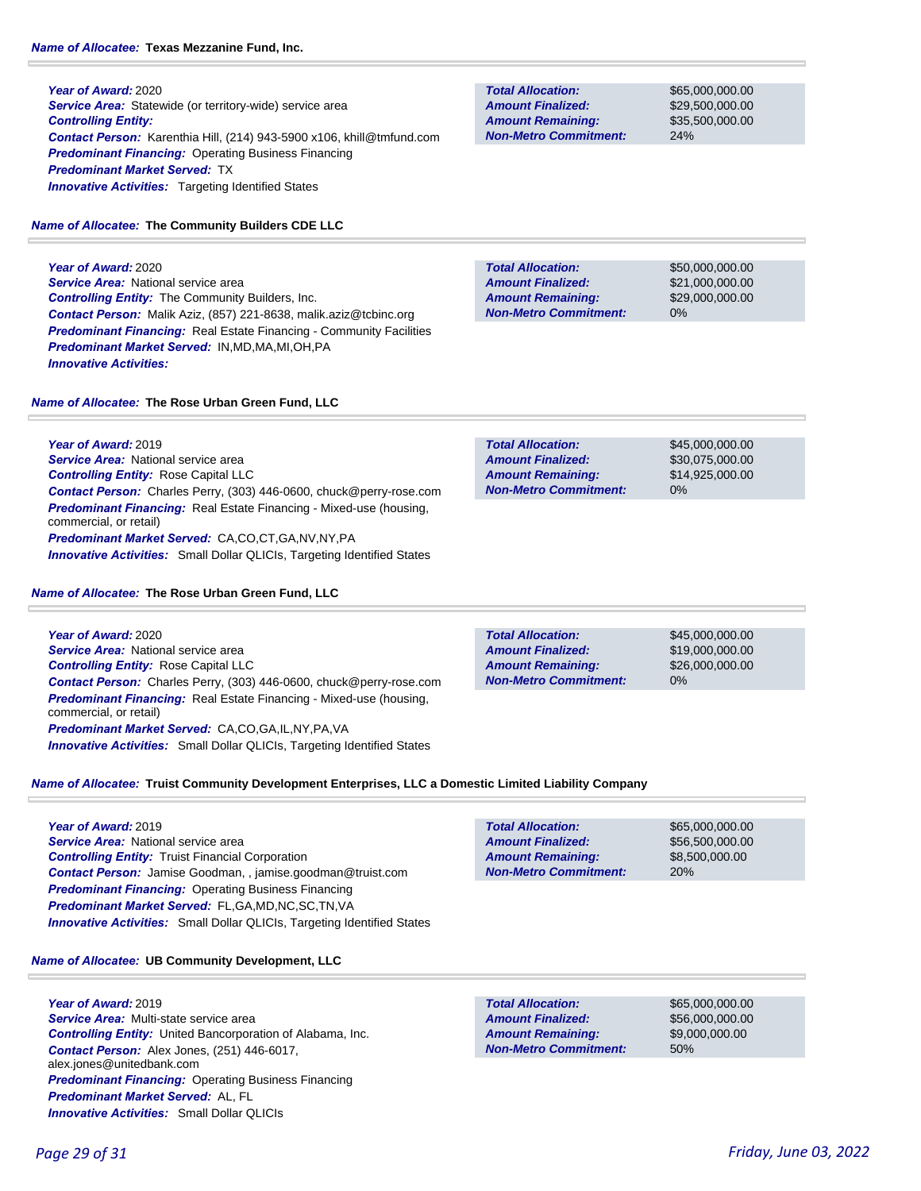**Name of Allocatee:** **Texas Mezzanine Fund, Inc.**

***Year of Award:*** 2020
***Service Area:*** Statewide (or territory-wide) service area
***Controlling Entity:***
***Contact Person:*** Karenthia Hill, (214) 943-5900 x106, khill@tmfund.com
***Predominant Financing:*** Operating Business Financing
***Predominant Market Served:*** TX
***Innovative Activities:*** Targeting Identified States

| | |
|---|---|
| **Total Allocation:** | $65,000,000.00 |
| **Amount Finalized:** | $29,500,000.00 |
| **Amount Remaining:** | $35,500,000.00 |
| **Non-Metro Commitment:** | 24% |

**Name of Allocatee:** **The Community Builders CDE LLC**

***Year of Award:*** 2020
***Service Area:*** National service area
***Controlling Entity:*** The Community Builders, Inc.
***Contact Person:*** Malik Aziz, (857) 221-8638, malik.aziz@tcbinc.org
***Predominant Financing:*** Real Estate Financing - Community Facilities
***Predominant Market Served:*** IN,MD,MA,MI,OH,PA
***Innovative Activities:***

| | |
|---|---|
| **Total Allocation:** | $50,000,000.00 |
| **Amount Finalized:** | $21,000,000.00 |
| **Amount Remaining:** | $29,000,000.00 |
| **Non-Metro Commitment:** | 0% |

**Name of Allocatee:** **The Rose Urban Green Fund, LLC**

***Year of Award:*** 2019
***Service Area:*** National service area
***Controlling Entity:*** Rose Capital LLC
***Contact Person:*** Charles Perry, (303) 446-0600, chuck@perry-rose.com
***Predominant Financing:*** Real Estate Financing - Mixed-use (housing, commercial, or retail)
***Predominant Market Served:*** CA,CO,CT,GA,NV,NY,PA
***Innovative Activities:*** Small Dollar QLICIs, Targeting Identified States

| | |
|---|---|
| **Total Allocation:** | $45,000,000.00 |
| **Amount Finalized:** | $30,075,000.00 |
| **Amount Remaining:** | $14,925,000.00 |
| **Non-Metro Commitment:** | 0% |

**Name of Allocatee:** **The Rose Urban Green Fund, LLC**

***Year of Award:*** 2020
***Service Area:*** National service area
***Controlling Entity:*** Rose Capital LLC
***Contact Person:*** Charles Perry, (303) 446-0600, chuck@perry-rose.com
***Predominant Financing:*** Real Estate Financing - Mixed-use (housing, commercial, or retail)
***Predominant Market Served:*** CA,CO,GA,IL,NY,PA,VA
***Innovative Activities:*** Small Dollar QLICIs, Targeting Identified States

| | |
|---|---|
| **Total Allocation:** | $45,000,000.00 |
| **Amount Finalized:** | $19,000,000.00 |
| **Amount Remaining:** | $26,000,000.00 |
| **Non-Metro Commitment:** | 0% |

**Name of Allocatee:** **Truist Community Development Enterprises, LLC a Domestic Limited Liability Company**

***Year of Award:*** 2019
***Service Area:*** National service area
***Controlling Entity:*** Truist Financial Corporation
***Contact Person:*** Jamise Goodman, , jamise.goodman@truist.com
***Predominant Financing:*** Operating Business Financing
***Predominant Market Served:*** FL,GA,MD,NC,SC,TN,VA
***Innovative Activities:*** Small Dollar QLICIs, Targeting Identified States

| | |
|---|---|
| **Total Allocation:** | $65,000,000.00 |
| **Amount Finalized:** | $56,500,000.00 |
| **Amount Remaining:** | $8,500,000.00 |
| **Non-Metro Commitment:** | 20% |

**Name of Allocatee:** **UB Community Development, LLC**

***Year of Award:*** 2019
***Service Area:*** Multi-state service area
***Controlling Entity:*** United Bancorporation of Alabama, Inc.
***Contact Person:*** Alex Jones, (251) 446-6017, alex.jones@unitedbank.com
***Predominant Financing:*** Operating Business Financing
***Predominant Market Served:*** AL, FL
***Innovative Activities:*** Small Dollar QLICIs

| | |
|---|---|
| **Total Allocation:** | $65,000,000.00 |
| **Amount Finalized:** | $56,000,000.00 |
| **Amount Remaining:** | $9,000,000.00 |
| **Non-Metro Commitment:** | 50% |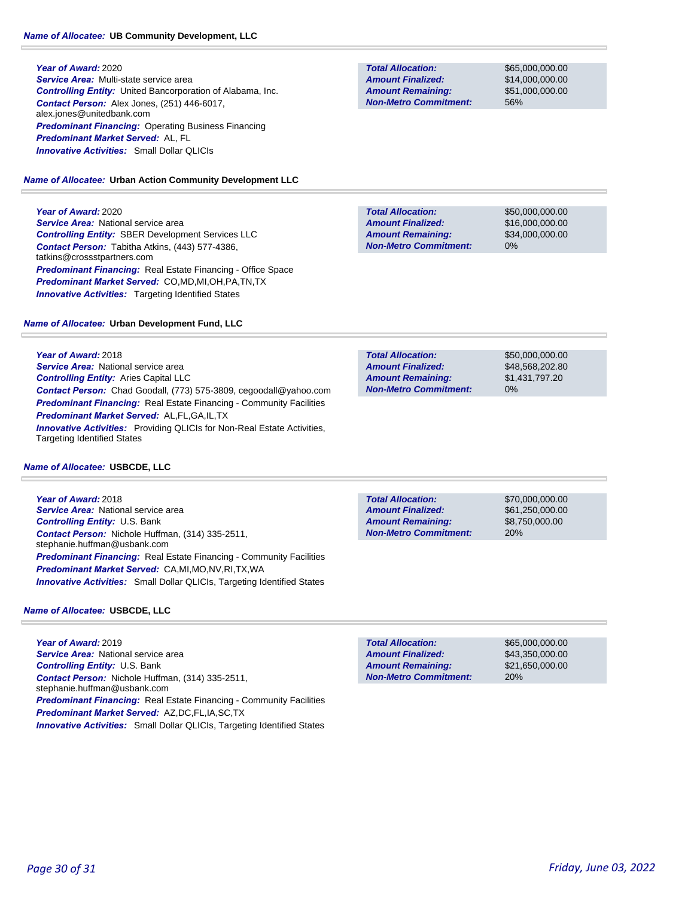**Name of Allocatee:** **UB Community Development, LLC**

**Year of Award:** 2020
**Service Area:** Multi-state service area
**Controlling Entity:** United Bancorporation of Alabama, Inc.
**Contact Person:** Alex Jones, (251) 446-6017, alex.jones@unitedbank.com
**Predominant Financing:** Operating Business Financing
**Predominant Market Served:** AL, FL
**Innovative Activities:** Small Dollar QLICIs

| | |
|---|---|
| **Total Allocation:** | $65,000,000.00 |
| **Amount Finalized:** | $14,000,000.00 |
| **Amount Remaining:** | $51,000,000.00 |
| **Non-Metro Commitment:** | 56% |

**Name of Allocatee:** **Urban Action Community Development LLC**

**Year of Award:** 2020
**Service Area:** National service area
**Controlling Entity:** SBER Development Services LLC
**Contact Person:** Tabitha Atkins, (443) 577-4386, tatkins@crossstpartners.com
**Predominant Financing:** Real Estate Financing - Office Space
**Predominant Market Served:** CO,MD,MI,OH,PA,TN,TX
**Innovative Activities:** Targeting Identified States

| | |
|---|---|
| **Total Allocation:** | $50,000,000.00 |
| **Amount Finalized:** | $16,000,000.00 |
| **Amount Remaining:** | $34,000,000.00 |
| **Non-Metro Commitment:** | 0% |

**Name of Allocatee:** **Urban Development Fund, LLC**

**Year of Award:** 2018
**Service Area:** National service area
**Controlling Entity:** Aries Capital LLC
**Contact Person:** Chad Goodall, (773) 575-3809, cegoodall@yahoo.com
**Predominant Financing:** Real Estate Financing - Community Facilities
**Predominant Market Served:** AL,FL,GA,IL,TX
**Innovative Activities:** Providing QLICIs for Non-Real Estate Activities, Targeting Identified States

| | |
|---|---|
| **Total Allocation:** | $50,000,000.00 |
| **Amount Finalized:** | $48,568,202.80 |
| **Amount Remaining:** | $1,431,797.20 |
| **Non-Metro Commitment:** | 0% |

**Name of Allocatee:** **USBCDE, LLC**

**Year of Award:** 2018
**Service Area:** National service area
**Controlling Entity:** U.S. Bank
**Contact Person:** Nichole Huffman, (314) 335-2511, stephanie.huffman@usbank.com
**Predominant Financing:** Real Estate Financing - Community Facilities
**Predominant Market Served:** CA,MI,MO,NV,RI,TX,WA
**Innovative Activities:** Small Dollar QLICIs, Targeting Identified States

| | |
|---|---|
| **Total Allocation:** | $70,000,000.00 |
| **Amount Finalized:** | $61,250,000.00 |
| **Amount Remaining:** | $8,750,000.00 |
| **Non-Metro Commitment:** | 20% |

**Name of Allocatee:** **USBCDE, LLC**

**Year of Award:** 2019
**Service Area:** National service area
**Controlling Entity:** U.S. Bank
**Contact Person:** Nichole Huffman, (314) 335-2511, stephanie.huffman@usbank.com
**Predominant Financing:** Real Estate Financing - Community Facilities
**Predominant Market Served:** AZ,DC,FL,IA,SC,TX
**Innovative Activities:** Small Dollar QLICIs, Targeting Identified States

| | |
|---|---|
| **Total Allocation:** | $65,000,000.00 |
| **Amount Finalized:** | $43,350,000.00 |
| **Amount Remaining:** | $21,650,000.00 |
| **Non-Metro Commitment:** | 20% |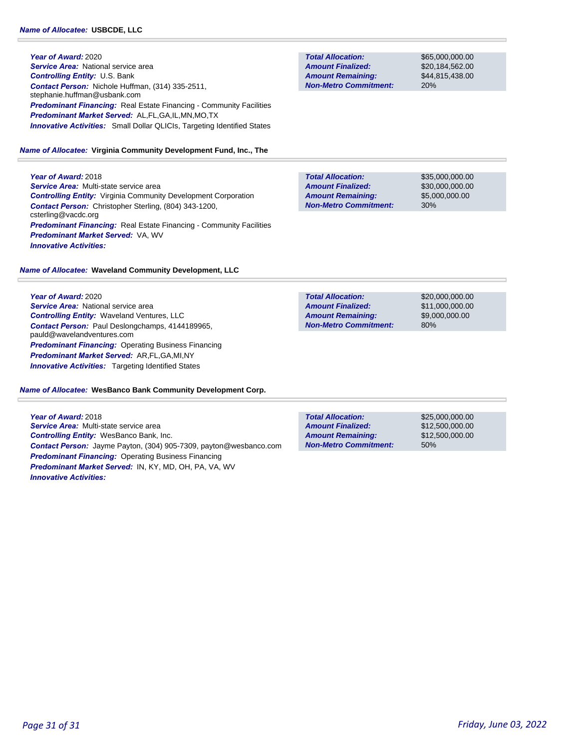**Name of Allocatee:** **USBCDE, LLC**

***Year of Award:*** 2020
***Service Area:*** National service area
***Controlling Entity:*** U.S. Bank
***Contact Person:*** Nichole Huffman, (314) 335-2511, stephanie.huffman@usbank.com
***Predominant Financing:*** Real Estate Financing - Community Facilities
***Predominant Market Served:*** AL,FL,GA,IL,MN,MO,TX
***Innovative Activities:*** Small Dollar QLICIs, Targeting Identified States

| | |
|---|---|
| ***Total Allocation:*** | $65,000,000.00 |
| ***Amount Finalized:*** | $20,184,562.00 |
| ***Amount Remaining:*** | $44,815,438.00 |
| ***Non-Metro Commitment:*** | 20% |

**Name of Allocatee:** **Virginia Community Development Fund, Inc., The**

***Year of Award:*** 2018
***Service Area:*** Multi-state service area
***Controlling Entity:*** Virginia Community Development Corporation
***Contact Person:*** Christopher Sterling, (804) 343-1200, csterling@vacdc.org
***Predominant Financing:*** Real Estate Financing - Community Facilities
***Predominant Market Served:*** VA, WV
***Innovative Activities:***

| | |
|---|---|
| ***Total Allocation:*** | $35,000,000.00 |
| ***Amount Finalized:*** | $30,000,000.00 |
| ***Amount Remaining:*** | $5,000,000.00 |
| ***Non-Metro Commitment:*** | 30% |

**Name of Allocatee:** **Waveland Community Development, LLC**

***Year of Award:*** 2020
***Service Area:*** National service area
***Controlling Entity:*** Waveland Ventures, LLC
***Contact Person:*** Paul Deslongchamps, 4144189965, pauld@wavelandventures.com
***Predominant Financing:*** Operating Business Financing
***Predominant Market Served:*** AR,FL,GA,MI,NY
***Innovative Activities:*** Targeting Identified States

| | |
|---|---|
| ***Total Allocation:*** | $20,000,000.00 |
| ***Amount Finalized:*** | $11,000,000.00 |
| ***Amount Remaining:*** | $9,000,000.00 |
| ***Non-Metro Commitment:*** | 80% |

**Name of Allocatee:** **WesBanco Bank Community Development Corp.**

***Year of Award:*** 2018
***Service Area:*** Multi-state service area
***Controlling Entity:*** WesBanco Bank, Inc.
***Contact Person:*** Jayme Payton, (304) 905-7309, payton@wesbanco.com
***Predominant Financing:*** Operating Business Financing
***Predominant Market Served:*** IN, KY, MD, OH, PA, VA, WV
***Innovative Activities:***

| | |
|---|---|
| ***Total Allocation:*** | $25,000,000.00 |
| ***Amount Finalized:*** | $12,500,000.00 |
| ***Amount Remaining:*** | $12,500,000.00 |
| ***Non-Metro Commitment:*** | 50% |